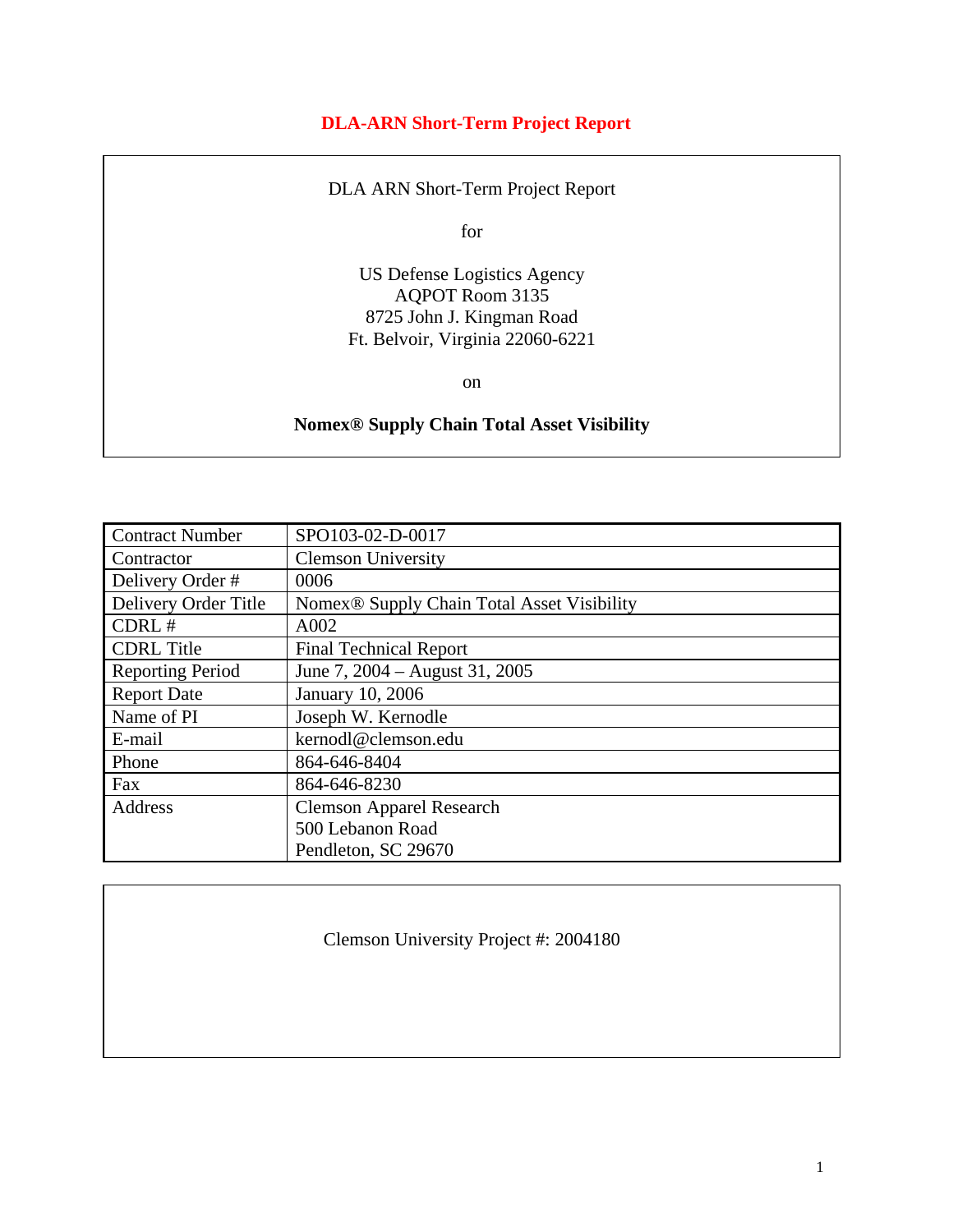# DLA-ARN Short-Term Project Report

DLA ARN Short-Term Project Report

for

US Defense Logistics Agency
AQPOT Room 3135
8725 John J. Kingman Road
Ft. Belvoir, Virginia 22060-6221

on

**Nomex® Supply Chain Total Asset Visibility**

| Contract Number | SPO103-02-D-0017 |
|---|---|
| Contractor | Clemson University |
| Delivery Order # | 0006 |
| Delivery Order Title | Nomex® Supply Chain Total Asset Visibility |
| CDRL # | A002 |
| CDRL Title | Final Technical Report |
| Reporting Period | June 7, 2004 – August 31, 2005 |
| Report Date | January 10, 2006 |
| Name of PI | Joseph W. Kernodle |
| E-mail | kernodl@clemson.edu |
| Phone | 864-646-8404 |
| Fax | 864-646-8230 |
| Address | Clemson Apparel Research<br>500 Lebanon Road<br>Pendleton, SC 29670 |

Clemson University Project #: 2004180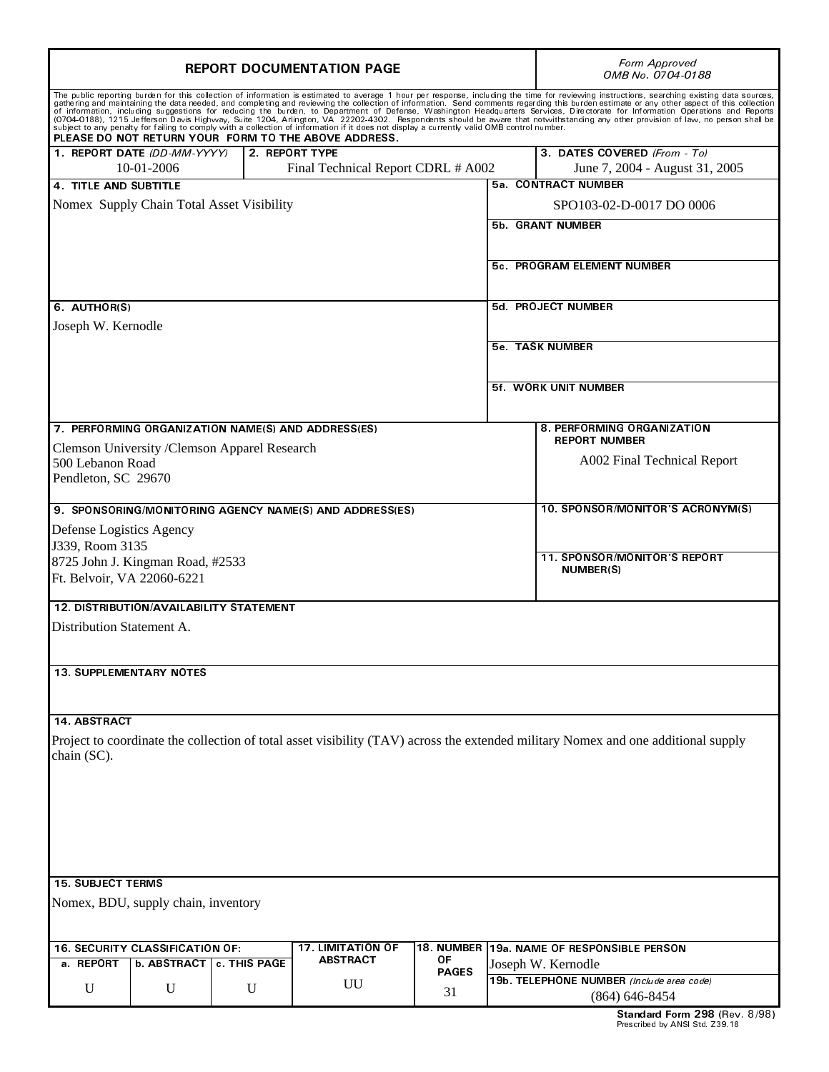# REPORT DOCUMENTATION PAGE

*Form Approved*
*OMB No. 0704-0188*

The public reporting burden for this collection of information is estimated to average 1 hour per response, including the time for reviewing instructions, searching existing data sources, gathering and maintaining the data needed, and completing and reviewing the collection of information. Send comments regarding this burden estimate or any other aspect of this collection of information, including suggestions for reducing the burden, to Department of Defense, Washington Headquarters Services, Directorate for Information Operations and Reports (0704-0188), 1215 Jefferson Davis Highway, Suite 1204, Arlington, VA 22202-4302. Respondents should be aware that notwithstanding any other provision of law, no person shall be subject to any penalty for failing to comply with a collection of information if it does not display a currently valid OMB control number.

**PLEASE DO NOT RETURN YOUR FORM TO THE ABOVE ADDRESS.**

| 1. REPORT DATE *(DD-MM-YYYY)* | 2. REPORT TYPE | 3. DATES COVERED *(From - To)* |
|---|---|---|
| 10-01-2006 | Final Technical Report CDRL # A002 | June 7, 2004 - August 31, 2005 |

**4. TITLE AND SUBTITLE**

Nomex Supply Chain Total Asset Visibility

**5a. CONTRACT NUMBER**

SPO103-02-D-0017 DO 0006

**5b. GRANT NUMBER**

**5c. PROGRAM ELEMENT NUMBER**

**6. AUTHOR(S)**

Joseph W. Kernodle

**5d. PROJECT NUMBER**

**5e. TASK NUMBER**

**5f. WORK UNIT NUMBER**

**7. PERFORMING ORGANIZATION NAME(S) AND ADDRESS(ES)**

Clemson University /Clemson Apparel Research
500 Lebanon Road
Pendleton, SC 29670

**8. PERFORMING ORGANIZATION REPORT NUMBER**

A002 Final Technical Report

**9. SPONSORING/MONITORING AGENCY NAME(S) AND ADDRESS(ES)**

Defense Logistics Agency
J339, Room 3135
8725 John J. Kingman Road, #2533
Ft. Belvoir, VA 22060-6221

**10. SPONSOR/MONITOR'S ACRONYM(S)**

**11. SPONSOR/MONITOR'S REPORT NUMBER(S)**

**12. DISTRIBUTION/AVAILABILITY STATEMENT**

Distribution Statement A.

**13. SUPPLEMENTARY NOTES**

**14. ABSTRACT**

Project to coordinate the collection of total asset visibility (TAV) across the extended military Nomex and one additional supply chain (SC).

**15. SUBJECT TERMS**

Nomex, BDU, supply chain, inventory

| 16. SECURITY CLASSIFICATION OF: | | | 17. LIMITATION OF ABSTRACT | 18. NUMBER OF PAGES | 19a. NAME OF RESPONSIBLE PERSON |
|---|---|---|---|---|---|
| a. REPORT | b. ABSTRACT | c. THIS PAGE | | | Joseph W. Kernodle |
| U | U | U | UU | 31 | 19b. TELEPHONE NUMBER *(Include area code)* (864) 646-8454 |

**Standard Form 298** (Rev. 8/98)
Prescribed by ANSI Std. Z39.18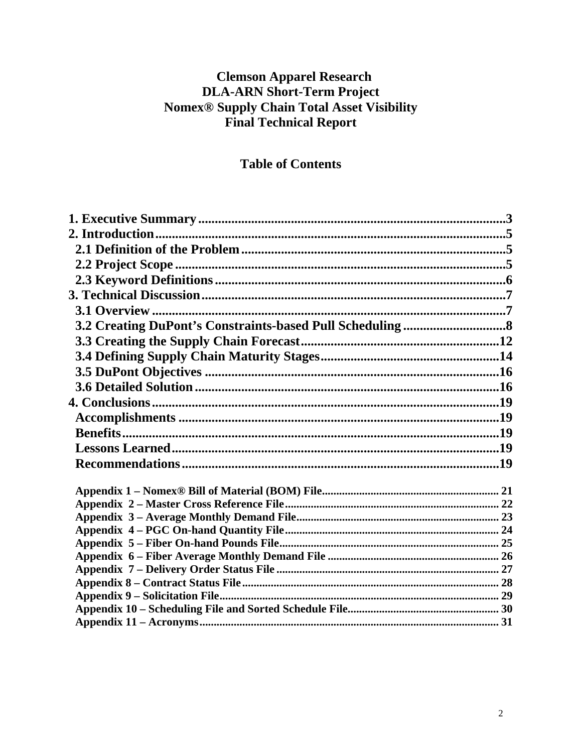**Clemson Apparel Research**
**DLA-ARN Short-Term Project**
**Nomex® Supply Chain Total Asset Visibility**
**Final Technical Report**

## Table of Contents

| | |
|---|---|
| **1. Executive Summary** | **3** |
| **2. Introduction** | **5** |
| **2.1 Definition of the Problem** | **5** |
| **2.2 Project Scope** | **5** |
| **2.3 Keyword Definitions** | **6** |
| **3. Technical Discussion** | **7** |
| **3.1 Overview** | **7** |
| **3.2 Creating DuPont's Constraints-based Pull Scheduling** | **8** |
| **3.3 Creating the Supply Chain Forecast** | **12** |
| **3.4 Defining Supply Chain Maturity Stages** | **14** |
| **3.5 DuPont Objectives** | **16** |
| **3.6 Detailed Solution** | **16** |
| **4. Conclusions** | **19** |
| **Accomplishments** | **19** |
| **Benefits** | **19** |
| **Lessons Learned** | **19** |
| **Recommendations** | **19** |
| **Appendix 1 – Nomex® Bill of Material (BOM) File** | **21** |
| **Appendix 2 – Master Cross Reference File** | **22** |
| **Appendix 3 – Average Monthly Demand File** | **23** |
| **Appendix 4 – PGC On-hand Quantity File** | **24** |
| **Appendix 5 – Fiber On-hand Pounds File** | **25** |
| **Appendix 6 – Fiber Average Monthly Demand File** | **26** |
| **Appendix 7 – Delivery Order Status File** | **27** |
| **Appendix 8 – Contract Status File** | **28** |
| **Appendix 9 – Solicitation File** | **29** |
| **Appendix 10 – Scheduling File and Sorted Schedule File** | **30** |
| **Appendix 11 – Acronyms** | **31** |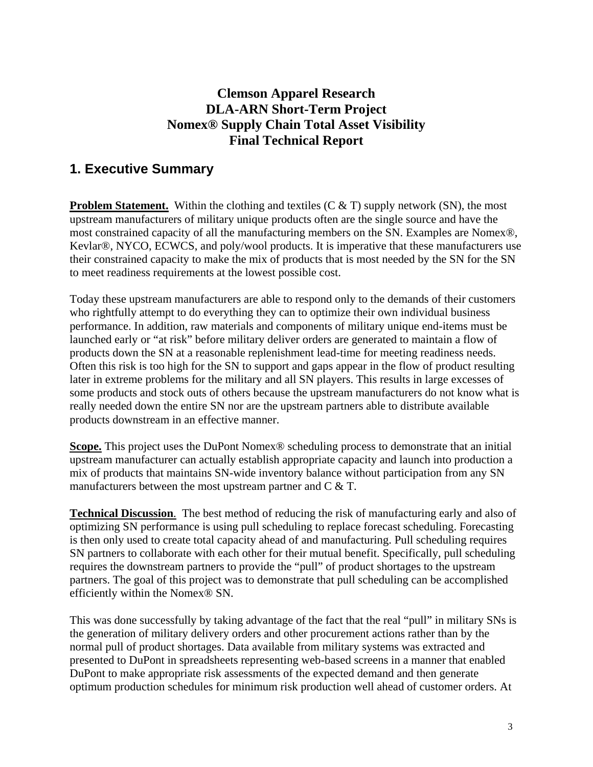**Clemson Apparel Research**
**DLA-ARN Short-Term Project**
**Nomex® Supply Chain Total Asset Visibility**
**Final Technical Report**

## 1. Executive Summary

**Problem Statement.** Within the clothing and textiles (C & T) supply network (SN), the most upstream manufacturers of military unique products often are the single source and have the most constrained capacity of all the manufacturing members on the SN. Examples are Nomex®, Kevlar®, NYCO, ECWCS, and poly/wool products. It is imperative that these manufacturers use their constrained capacity to make the mix of products that is most needed by the SN for the SN to meet readiness requirements at the lowest possible cost.

Today these upstream manufacturers are able to respond only to the demands of their customers who rightfully attempt to do everything they can to optimize their own individual business performance. In addition, raw materials and components of military unique end-items must be launched early or "at risk" before military deliver orders are generated to maintain a flow of products down the SN at a reasonable replenishment lead-time for meeting readiness needs. Often this risk is too high for the SN to support and gaps appear in the flow of product resulting later in extreme problems for the military and all SN players. This results in large excesses of some products and stock outs of others because the upstream manufacturers do not know what is really needed down the entire SN nor are the upstream partners able to distribute available products downstream in an effective manner.

**Scope.** This project uses the DuPont Nomex® scheduling process to demonstrate that an initial upstream manufacturer can actually establish appropriate capacity and launch into production a mix of products that maintains SN-wide inventory balance without participation from any SN manufacturers between the most upstream partner and C & T.

**Technical Discussion**. The best method of reducing the risk of manufacturing early and also of optimizing SN performance is using pull scheduling to replace forecast scheduling. Forecasting is then only used to create total capacity ahead of and manufacturing. Pull scheduling requires SN partners to collaborate with each other for their mutual benefit. Specifically, pull scheduling requires the downstream partners to provide the "pull" of product shortages to the upstream partners. The goal of this project was to demonstrate that pull scheduling can be accomplished efficiently within the Nomex® SN.

This was done successfully by taking advantage of the fact that the real "pull" in military SNs is the generation of military delivery orders and other procurement actions rather than by the normal pull of product shortages. Data available from military systems was extracted and presented to DuPont in spreadsheets representing web-based screens in a manner that enabled DuPont to make appropriate risk assessments of the expected demand and then generate optimum production schedules for minimum risk production well ahead of customer orders. At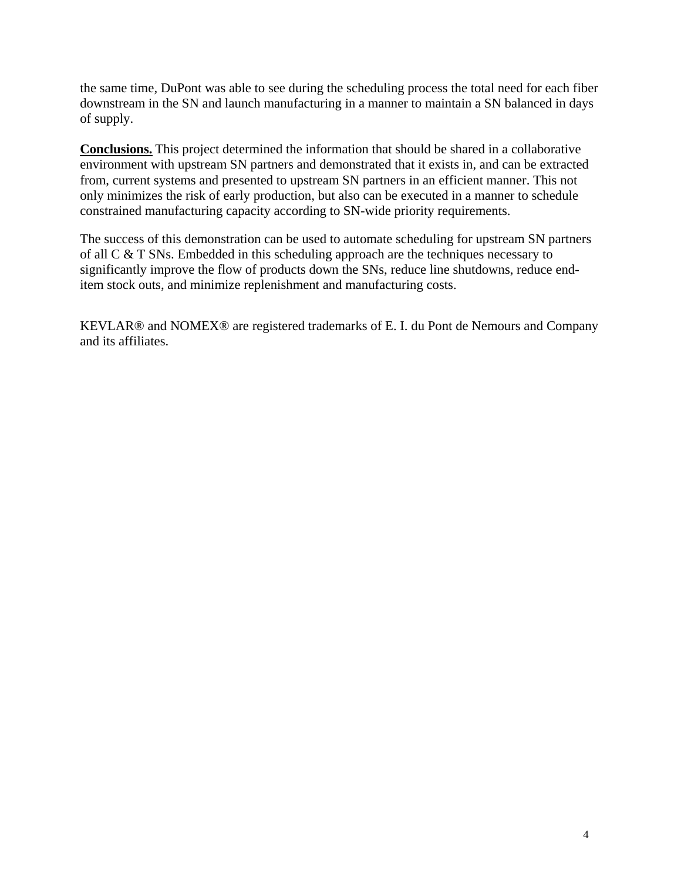the same time, DuPont was able to see during the scheduling process the total need for each fiber downstream in the SN and launch manufacturing in a manner to maintain a SN balanced in days of supply.

**Conclusions.** This project determined the information that should be shared in a collaborative environment with upstream SN partners and demonstrated that it exists in, and can be extracted from, current systems and presented to upstream SN partners in an efficient manner. This not only minimizes the risk of early production, but also can be executed in a manner to schedule constrained manufacturing capacity according to SN-wide priority requirements.

The success of this demonstration can be used to automate scheduling for upstream SN partners of all C & T SNs. Embedded in this scheduling approach are the techniques necessary to significantly improve the flow of products down the SNs, reduce line shutdowns, reduce end-item stock outs, and minimize replenishment and manufacturing costs.

KEVLAR® and NOMEX® are registered trademarks of E. I. du Pont de Nemours and Company and its affiliates.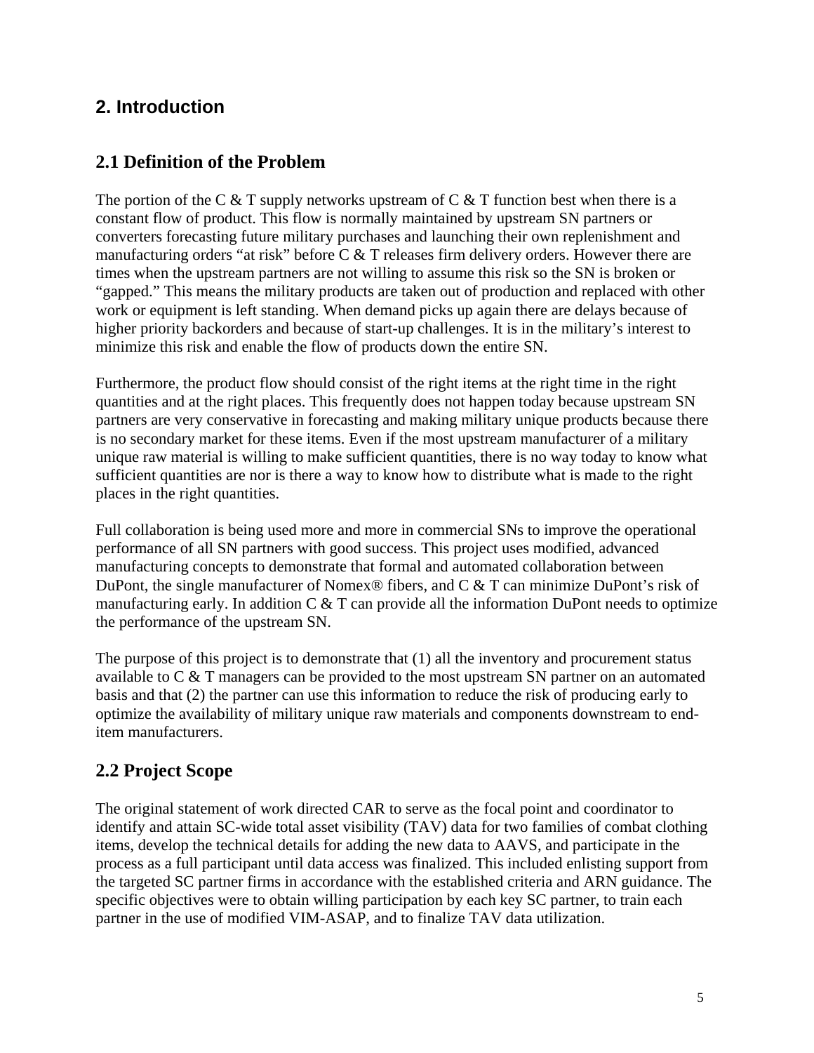# 2. Introduction

## 2.1 Definition of the Problem

The portion of the C & T supply networks upstream of C & T function best when there is a constant flow of product. This flow is normally maintained by upstream SN partners or converters forecasting future military purchases and launching their own replenishment and manufacturing orders "at risk" before C & T releases firm delivery orders. However there are times when the upstream partners are not willing to assume this risk so the SN is broken or "gapped." This means the military products are taken out of production and replaced with other work or equipment is left standing. When demand picks up again there are delays because of higher priority backorders and because of start-up challenges. It is in the military's interest to minimize this risk and enable the flow of products down the entire SN.

Furthermore, the product flow should consist of the right items at the right time in the right quantities and at the right places. This frequently does not happen today because upstream SN partners are very conservative in forecasting and making military unique products because there is no secondary market for these items. Even if the most upstream manufacturer of a military unique raw material is willing to make sufficient quantities, there is no way today to know what sufficient quantities are nor is there a way to know how to distribute what is made to the right places in the right quantities.

Full collaboration is being used more and more in commercial SNs to improve the operational performance of all SN partners with good success. This project uses modified, advanced manufacturing concepts to demonstrate that formal and automated collaboration between DuPont, the single manufacturer of Nomex® fibers, and C & T can minimize DuPont's risk of manufacturing early. In addition C & T can provide all the information DuPont needs to optimize the performance of the upstream SN.

The purpose of this project is to demonstrate that (1) all the inventory and procurement status available to C & T managers can be provided to the most upstream SN partner on an automated basis and that (2) the partner can use this information to reduce the risk of producing early to optimize the availability of military unique raw materials and components downstream to end-item manufacturers.

## 2.2 Project Scope

The original statement of work directed CAR to serve as the focal point and coordinator to identify and attain SC-wide total asset visibility (TAV) data for two families of combat clothing items, develop the technical details for adding the new data to AAVS, and participate in the process as a full participant until data access was finalized. This included enlisting support from the targeted SC partner firms in accordance with the established criteria and ARN guidance. The specific objectives were to obtain willing participation by each key SC partner, to train each partner in the use of modified VIM-ASAP, and to finalize TAV data utilization.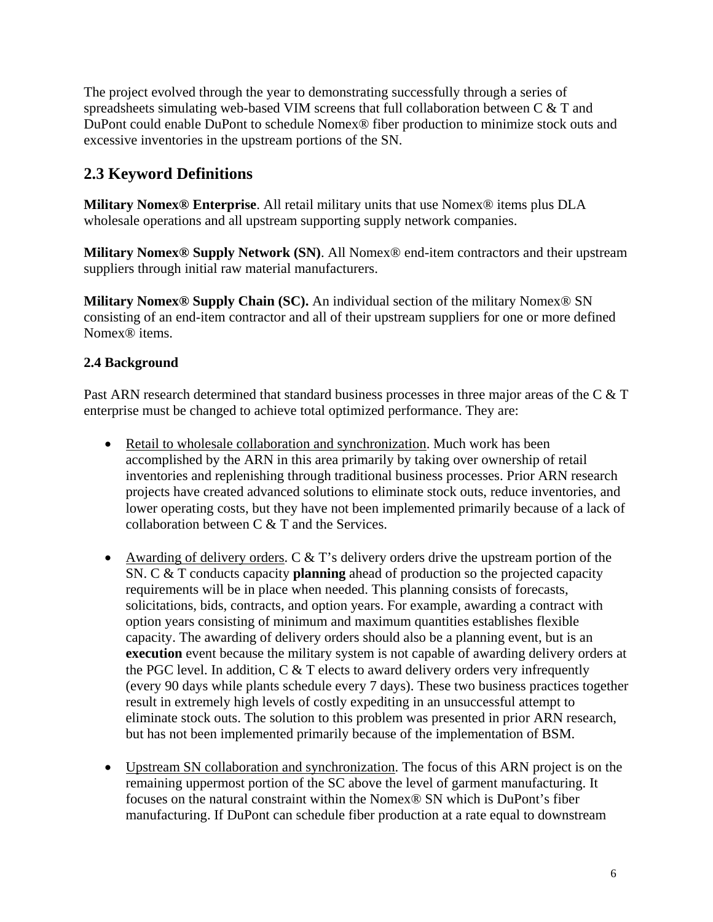The project evolved through the year to demonstrating successfully through a series of spreadsheets simulating web-based VIM screens that full collaboration between C & T and DuPont could enable DuPont to schedule Nomex® fiber production to minimize stock outs and excessive inventories in the upstream portions of the SN.

## 2.3 Keyword Definitions

**Military Nomex® Enterprise**. All retail military units that use Nomex® items plus DLA wholesale operations and all upstream supporting supply network companies.

**Military Nomex® Supply Network (SN)**. All Nomex® end-item contractors and their upstream suppliers through initial raw material manufacturers.

**Military Nomex® Supply Chain (SC).** An individual section of the military Nomex® SN consisting of an end-item contractor and all of their upstream suppliers for one or more defined Nomex® items.

### 2.4 Background

Past ARN research determined that standard business processes in three major areas of the C & T enterprise must be changed to achieve total optimized performance. They are:

- Retail to wholesale collaboration and synchronization. Much work has been accomplished by the ARN in this area primarily by taking over ownership of retail inventories and replenishing through traditional business processes. Prior ARN research projects have created advanced solutions to eliminate stock outs, reduce inventories, and lower operating costs, but they have not been implemented primarily because of a lack of collaboration between C & T and the Services.

- Awarding of delivery orders. C & T's delivery orders drive the upstream portion of the SN. C & T conducts capacity **planning** ahead of production so the projected capacity requirements will be in place when needed. This planning consists of forecasts, solicitations, bids, contracts, and option years. For example, awarding a contract with option years consisting of minimum and maximum quantities establishes flexible capacity. The awarding of delivery orders should also be a planning event, but is an **execution** event because the military system is not capable of awarding delivery orders at the PGC level. In addition, C & T elects to award delivery orders very infrequently (every 90 days while plants schedule every 7 days). These two business practices together result in extremely high levels of costly expediting in an unsuccessful attempt to eliminate stock outs. The solution to this problem was presented in prior ARN research, but has not been implemented primarily because of the implementation of BSM.

- Upstream SN collaboration and synchronization. The focus of this ARN project is on the remaining uppermost portion of the SC above the level of garment manufacturing. It focuses on the natural constraint within the Nomex® SN which is DuPont's fiber manufacturing. If DuPont can schedule fiber production at a rate equal to downstream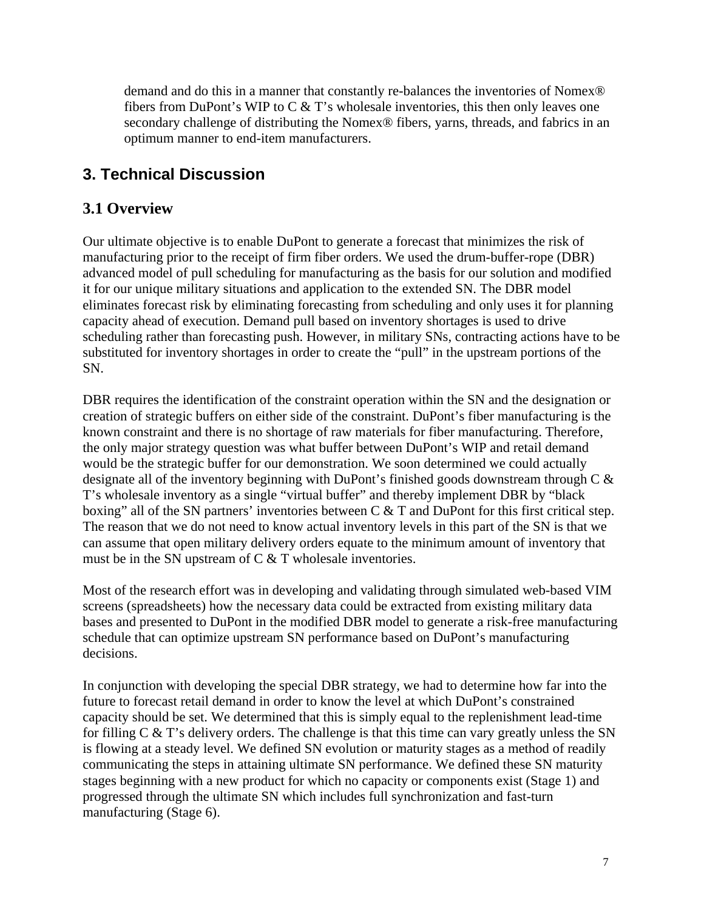demand and do this in a manner that constantly re-balances the inventories of Nomex® fibers from DuPont's WIP to C & T's wholesale inventories, this then only leaves one secondary challenge of distributing the Nomex® fibers, yarns, threads, and fabrics in an optimum manner to end-item manufacturers.

## 3. Technical Discussion

### 3.1 Overview

Our ultimate objective is to enable DuPont to generate a forecast that minimizes the risk of manufacturing prior to the receipt of firm fiber orders. We used the drum-buffer-rope (DBR) advanced model of pull scheduling for manufacturing as the basis for our solution and modified it for our unique military situations and application to the extended SN. The DBR model eliminates forecast risk by eliminating forecasting from scheduling and only uses it for planning capacity ahead of execution. Demand pull based on inventory shortages is used to drive scheduling rather than forecasting push. However, in military SNs, contracting actions have to be substituted for inventory shortages in order to create the "pull" in the upstream portions of the SN.

DBR requires the identification of the constraint operation within the SN and the designation or creation of strategic buffers on either side of the constraint. DuPont's fiber manufacturing is the known constraint and there is no shortage of raw materials for fiber manufacturing. Therefore, the only major strategy question was what buffer between DuPont's WIP and retail demand would be the strategic buffer for our demonstration. We soon determined we could actually designate all of the inventory beginning with DuPont's finished goods downstream through C & T's wholesale inventory as a single "virtual buffer" and thereby implement DBR by "black boxing" all of the SN partners' inventories between C & T and DuPont for this first critical step. The reason that we do not need to know actual inventory levels in this part of the SN is that we can assume that open military delivery orders equate to the minimum amount of inventory that must be in the SN upstream of C & T wholesale inventories.

Most of the research effort was in developing and validating through simulated web-based VIM screens (spreadsheets) how the necessary data could be extracted from existing military data bases and presented to DuPont in the modified DBR model to generate a risk-free manufacturing schedule that can optimize upstream SN performance based on DuPont's manufacturing decisions.

In conjunction with developing the special DBR strategy, we had to determine how far into the future to forecast retail demand in order to know the level at which DuPont's constrained capacity should be set. We determined that this is simply equal to the replenishment lead-time for filling C & T's delivery orders. The challenge is that this time can vary greatly unless the SN is flowing at a steady level. We defined SN evolution or maturity stages as a method of readily communicating the steps in attaining ultimate SN performance. We defined these SN maturity stages beginning with a new product for which no capacity or components exist (Stage 1) and progressed through the ultimate SN which includes full synchronization and fast-turn manufacturing (Stage 6).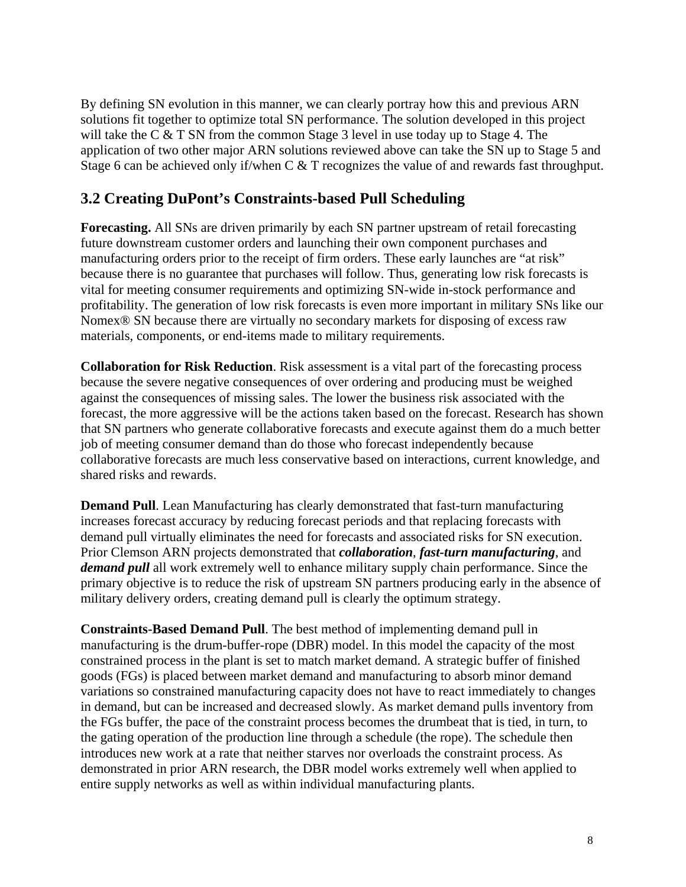By defining SN evolution in this manner, we can clearly portray how this and previous ARN solutions fit together to optimize total SN performance. The solution developed in this project will take the C & T SN from the common Stage 3 level in use today up to Stage 4. The application of two other major ARN solutions reviewed above can take the SN up to Stage 5 and Stage 6 can be achieved only if/when C & T recognizes the value of and rewards fast throughput.

## 3.2 Creating DuPont's Constraints-based Pull Scheduling

**Forecasting.** All SNs are driven primarily by each SN partner upstream of retail forecasting future downstream customer orders and launching their own component purchases and manufacturing orders prior to the receipt of firm orders. These early launches are "at risk" because there is no guarantee that purchases will follow. Thus, generating low risk forecasts is vital for meeting consumer requirements and optimizing SN-wide in-stock performance and profitability. The generation of low risk forecasts is even more important in military SNs like our Nomex® SN because there are virtually no secondary markets for disposing of excess raw materials, components, or end-items made to military requirements.

**Collaboration for Risk Reduction**. Risk assessment is a vital part of the forecasting process because the severe negative consequences of over ordering and producing must be weighed against the consequences of missing sales. The lower the business risk associated with the forecast, the more aggressive will be the actions taken based on the forecast. Research has shown that SN partners who generate collaborative forecasts and execute against them do a much better job of meeting consumer demand than do those who forecast independently because collaborative forecasts are much less conservative based on interactions, current knowledge, and shared risks and rewards.

**Demand Pull**. Lean Manufacturing has clearly demonstrated that fast-turn manufacturing increases forecast accuracy by reducing forecast periods and that replacing forecasts with demand pull virtually eliminates the need for forecasts and associated risks for SN execution. Prior Clemson ARN projects demonstrated that ***collaboration***, ***fast-turn manufacturing***, and ***demand pull*** all work extremely well to enhance military supply chain performance. Since the primary objective is to reduce the risk of upstream SN partners producing early in the absence of military delivery orders, creating demand pull is clearly the optimum strategy.

**Constraints-Based Demand Pull**. The best method of implementing demand pull in manufacturing is the drum-buffer-rope (DBR) model. In this model the capacity of the most constrained process in the plant is set to match market demand. A strategic buffer of finished goods (FGs) is placed between market demand and manufacturing to absorb minor demand variations so constrained manufacturing capacity does not have to react immediately to changes in demand, but can be increased and decreased slowly. As market demand pulls inventory from the FGs buffer, the pace of the constraint process becomes the drumbeat that is tied, in turn, to the gating operation of the production line through a schedule (the rope). The schedule then introduces new work at a rate that neither starves nor overloads the constraint process. As demonstrated in prior ARN research, the DBR model works extremely well when applied to entire supply networks as well as within individual manufacturing plants.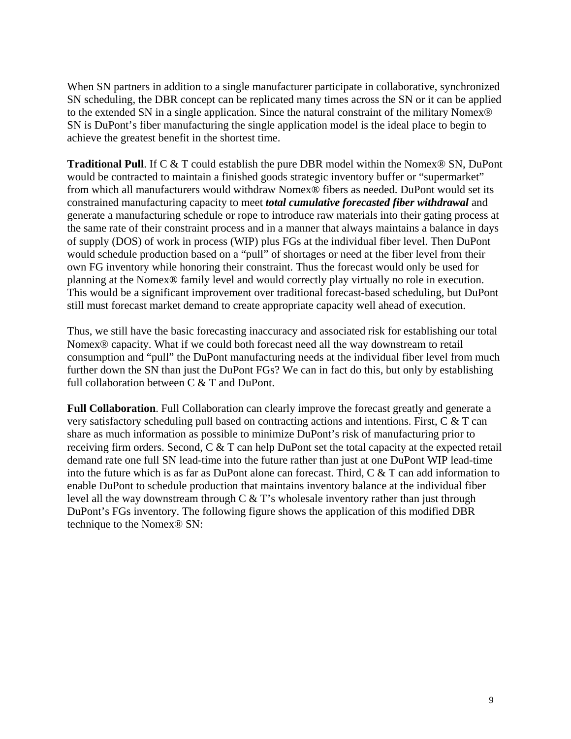When SN partners in addition to a single manufacturer participate in collaborative, synchronized SN scheduling, the DBR concept can be replicated many times across the SN or it can be applied to the extended SN in a single application. Since the natural constraint of the military Nomex® SN is DuPont's fiber manufacturing the single application model is the ideal place to begin to achieve the greatest benefit in the shortest time.

**Traditional Pull**. If C & T could establish the pure DBR model within the Nomex® SN, DuPont would be contracted to maintain a finished goods strategic inventory buffer or "supermarket" from which all manufacturers would withdraw Nomex® fibers as needed. DuPont would set its constrained manufacturing capacity to meet ***total cumulative forecasted fiber withdrawal*** and generate a manufacturing schedule or rope to introduce raw materials into their gating process at the same rate of their constraint process and in a manner that always maintains a balance in days of supply (DOS) of work in process (WIP) plus FGs at the individual fiber level. Then DuPont would schedule production based on a "pull" of shortages or need at the fiber level from their own FG inventory while honoring their constraint. Thus the forecast would only be used for planning at the Nomex® family level and would correctly play virtually no role in execution. This would be a significant improvement over traditional forecast-based scheduling, but DuPont still must forecast market demand to create appropriate capacity well ahead of execution.

Thus, we still have the basic forecasting inaccuracy and associated risk for establishing our total Nomex® capacity. What if we could both forecast need all the way downstream to retail consumption and "pull" the DuPont manufacturing needs at the individual fiber level from much further down the SN than just the DuPont FGs? We can in fact do this, but only by establishing full collaboration between C & T and DuPont.

**Full Collaboration**. Full Collaboration can clearly improve the forecast greatly and generate a very satisfactory scheduling pull based on contracting actions and intentions. First, C & T can share as much information as possible to minimize DuPont's risk of manufacturing prior to receiving firm orders. Second, C & T can help DuPont set the total capacity at the expected retail demand rate one full SN lead-time into the future rather than just at one DuPont WIP lead-time into the future which is as far as DuPont alone can forecast. Third, C & T can add information to enable DuPont to schedule production that maintains inventory balance at the individual fiber level all the way downstream through C & T's wholesale inventory rather than just through DuPont's FGs inventory. The following figure shows the application of this modified DBR technique to the Nomex® SN: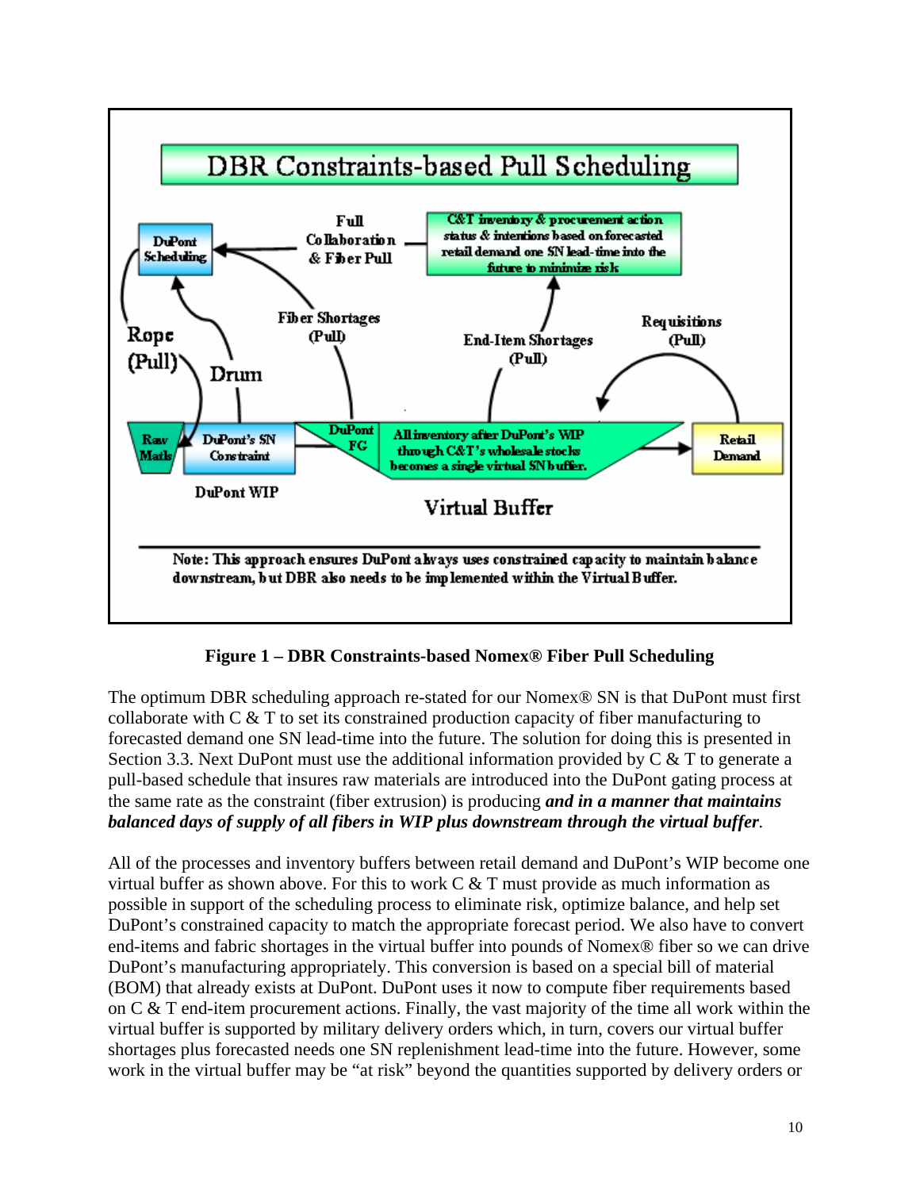**Figure 1 – DBR Constraints-based Nomex® Fiber Pull Scheduling**

The optimum DBR scheduling approach re-stated for our Nomex® SN is that DuPont must first collaborate with C & T to set its constrained production capacity of fiber manufacturing to forecasted demand one SN lead-time into the future. The solution for doing this is presented in Section 3.3. Next DuPont must use the additional information provided by C & T to generate a pull-based schedule that insures raw materials are introduced into the DuPont gating process at the same rate as the constraint (fiber extrusion) is producing ***and in a manner that maintains balanced days of supply of all fibers in WIP plus downstream through the virtual buffer***.

All of the processes and inventory buffers between retail demand and DuPont's WIP become one virtual buffer as shown above. For this to work C & T must provide as much information as possible in support of the scheduling process to eliminate risk, optimize balance, and help set DuPont's constrained capacity to match the appropriate forecast period. We also have to convert end-items and fabric shortages in the virtual buffer into pounds of Nomex® fiber so we can drive DuPont's manufacturing appropriately. This conversion is based on a special bill of material (BOM) that already exists at DuPont. DuPont uses it now to compute fiber requirements based on C & T end-item procurement actions. Finally, the vast majority of the time all work within the virtual buffer is supported by military delivery orders which, in turn, covers our virtual buffer shortages plus forecasted needs one SN replenishment lead-time into the future. However, some work in the virtual buffer may be "at risk" beyond the quantities supported by delivery orders or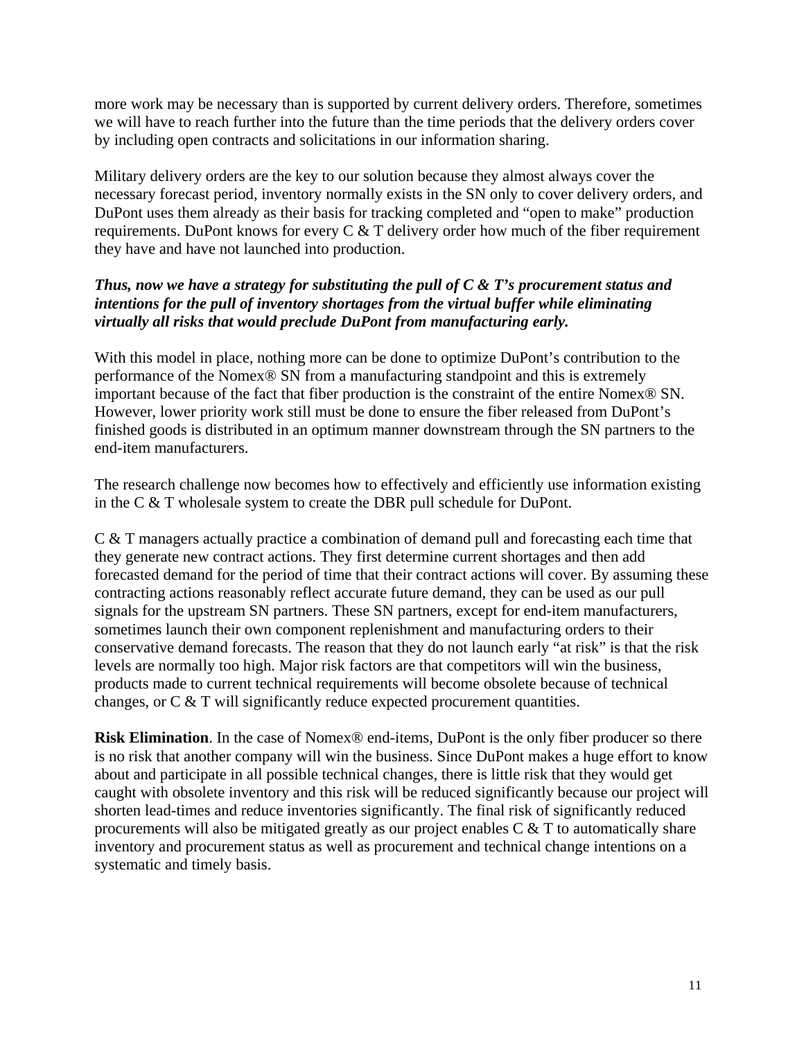more work may be necessary than is supported by current delivery orders. Therefore, sometimes we will have to reach further into the future than the time periods that the delivery orders cover by including open contracts and solicitations in our information sharing.

Military delivery orders are the key to our solution because they almost always cover the necessary forecast period, inventory normally exists in the SN only to cover delivery orders, and DuPont uses them already as their basis for tracking completed and "open to make" production requirements. DuPont knows for every C & T delivery order how much of the fiber requirement they have and have not launched into production.

***Thus, now we have a strategy for substituting the pull of C & T's procurement status and intentions for the pull of inventory shortages from the virtual buffer while eliminating virtually all risks that would preclude DuPont from manufacturing early.***

With this model in place, nothing more can be done to optimize DuPont's contribution to the performance of the Nomex® SN from a manufacturing standpoint and this is extremely important because of the fact that fiber production is the constraint of the entire Nomex® SN. However, lower priority work still must be done to ensure the fiber released from DuPont's finished goods is distributed in an optimum manner downstream through the SN partners to the end-item manufacturers.

The research challenge now becomes how to effectively and efficiently use information existing in the C & T wholesale system to create the DBR pull schedule for DuPont.

C & T managers actually practice a combination of demand pull and forecasting each time that they generate new contract actions. They first determine current shortages and then add forecasted demand for the period of time that their contract actions will cover. By assuming these contracting actions reasonably reflect accurate future demand, they can be used as our pull signals for the upstream SN partners. These SN partners, except for end-item manufacturers, sometimes launch their own component replenishment and manufacturing orders to their conservative demand forecasts. The reason that they do not launch early "at risk" is that the risk levels are normally too high. Major risk factors are that competitors will win the business, products made to current technical requirements will become obsolete because of technical changes, or C & T will significantly reduce expected procurement quantities.

**Risk Elimination**. In the case of Nomex® end-items, DuPont is the only fiber producer so there is no risk that another company will win the business. Since DuPont makes a huge effort to know about and participate in all possible technical changes, there is little risk that they would get caught with obsolete inventory and this risk will be reduced significantly because our project will shorten lead-times and reduce inventories significantly. The final risk of significantly reduced procurements will also be mitigated greatly as our project enables C & T to automatically share inventory and procurement status as well as procurement and technical change intentions on a systematic and timely basis.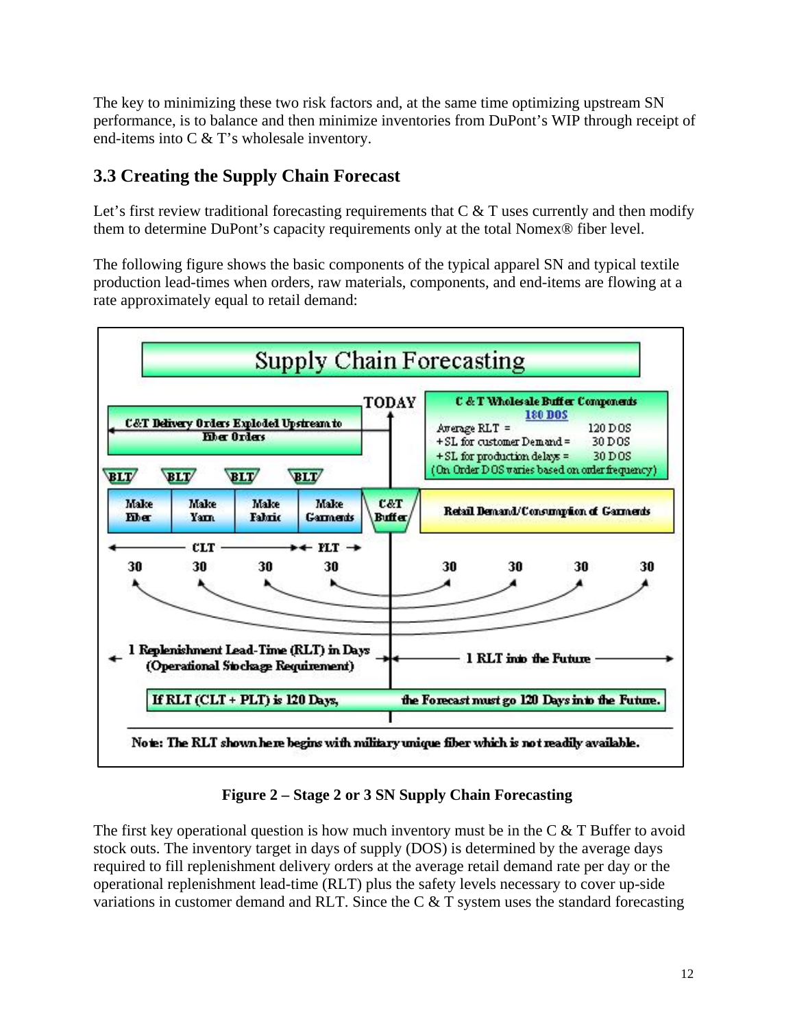The key to minimizing these two risk factors and, at the same time optimizing upstream SN performance, is to balance and then minimize inventories from DuPont's WIP through receipt of end-items into C & T's wholesale inventory.

## 3.3 Creating the Supply Chain Forecast

Let's first review traditional forecasting requirements that C & T uses currently and then modify them to determine DuPont's capacity requirements only at the total Nomex® fiber level.

The following figure shows the basic components of the typical apparel SN and typical textile production lead-times when orders, raw materials, components, and end-items are flowing at a rate approximately equal to retail demand:

**Supply Chain Forecasting**

C&T Delivery Orders Exploded Upstream to Fiber Orders

TODAY

**C & T Wholesale Buffer Components**
**180 DOS**

| | |
|---|---|
| Average RLT = | 120 DOS |
| +SL for customer Demand = | 30 DOS |
| +SL for production delays = | 30 DOS |

(On Order DOS varies based on order frequency)

BLT BLT BLT BLT

| Make Fiber | Make Yarn | Make Fabric | Make Garments | C&T Buffer | Retail Demand/Consumption of Garments |
|---|---|---|---|---|---|

CLT — PLT

30 30 30 30 | 30 30 30 30

1 Replenishment Lead-Time (RLT) in Days (Operational Stockage Requirement) — 1 RLT into the Future

If RLT (CLT + PLT) is 120 Days, the Forecast must go 120 Days into the Future.

Note: The RLT shown here begins with military unique fiber which is not readily available.

**Figure 2 – Stage 2 or 3 SN Supply Chain Forecasting**

The first key operational question is how much inventory must be in the C & T Buffer to avoid stock outs. The inventory target in days of supply (DOS) is determined by the average days required to fill replenishment delivery orders at the average retail demand rate per day or the operational replenishment lead-time (RLT) plus the safety levels necessary to cover up-side variations in customer demand and RLT. Since the C & T system uses the standard forecasting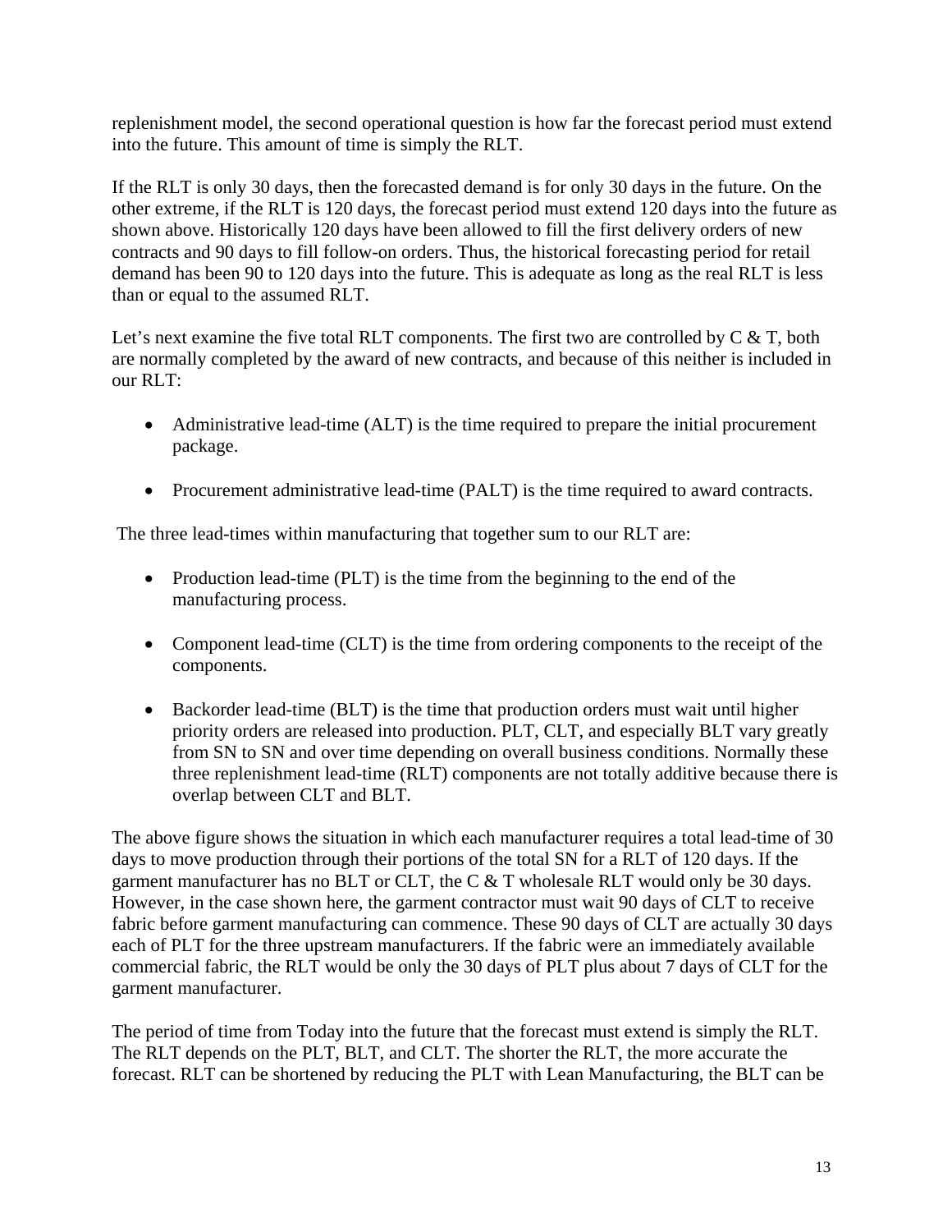replenishment model, the second operational question is how far the forecast period must extend into the future. This amount of time is simply the RLT.

If the RLT is only 30 days, then the forecasted demand is for only 30 days in the future. On the other extreme, if the RLT is 120 days, the forecast period must extend 120 days into the future as shown above. Historically 120 days have been allowed to fill the first delivery orders of new contracts and 90 days to fill follow-on orders. Thus, the historical forecasting period for retail demand has been 90 to 120 days into the future. This is adequate as long as the real RLT is less than or equal to the assumed RLT.

Let's next examine the five total RLT components. The first two are controlled by C & T, both are normally completed by the award of new contracts, and because of this neither is included in our RLT:

- Administrative lead-time (ALT) is the time required to prepare the initial procurement package.

- Procurement administrative lead-time (PALT) is the time required to award contracts.

The three lead-times within manufacturing that together sum to our RLT are:

- Production lead-time (PLT) is the time from the beginning to the end of the manufacturing process.

- Component lead-time (CLT) is the time from ordering components to the receipt of the components.

- Backorder lead-time (BLT) is the time that production orders must wait until higher priority orders are released into production. PLT, CLT, and especially BLT vary greatly from SN to SN and over time depending on overall business conditions. Normally these three replenishment lead-time (RLT) components are not totally additive because there is overlap between CLT and BLT.

The above figure shows the situation in which each manufacturer requires a total lead-time of 30 days to move production through their portions of the total SN for a RLT of 120 days. If the garment manufacturer has no BLT or CLT, the C & T wholesale RLT would only be 30 days. However, in the case shown here, the garment contractor must wait 90 days of CLT to receive fabric before garment manufacturing can commence. These 90 days of CLT are actually 30 days each of PLT for the three upstream manufacturers. If the fabric were an immediately available commercial fabric, the RLT would be only the 30 days of PLT plus about 7 days of CLT for the garment manufacturer.

The period of time from Today into the future that the forecast must extend is simply the RLT. The RLT depends on the PLT, BLT, and CLT. The shorter the RLT, the more accurate the forecast. RLT can be shortened by reducing the PLT with Lean Manufacturing, the BLT can be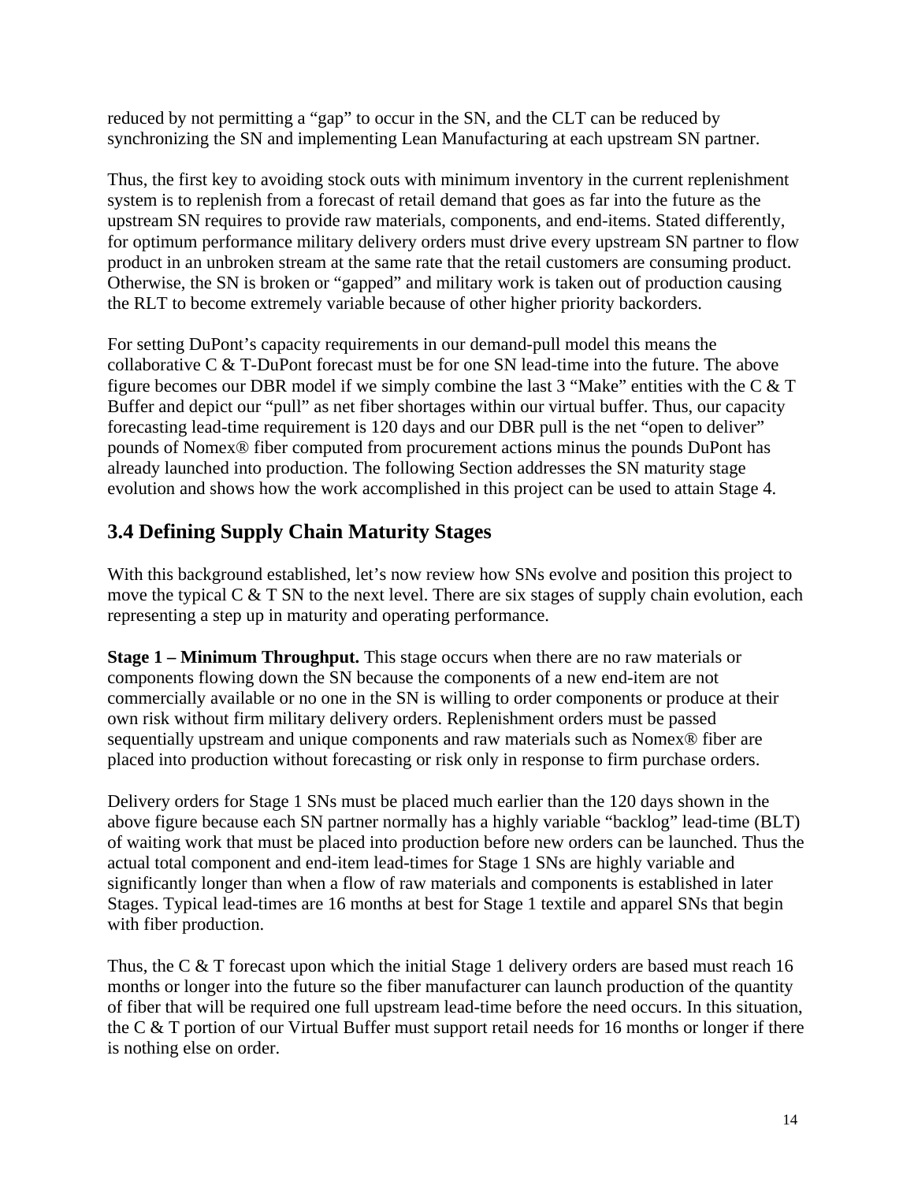reduced by not permitting a "gap" to occur in the SN, and the CLT can be reduced by synchronizing the SN and implementing Lean Manufacturing at each upstream SN partner.

Thus, the first key to avoiding stock outs with minimum inventory in the current replenishment system is to replenish from a forecast of retail demand that goes as far into the future as the upstream SN requires to provide raw materials, components, and end-items. Stated differently, for optimum performance military delivery orders must drive every upstream SN partner to flow product in an unbroken stream at the same rate that the retail customers are consuming product. Otherwise, the SN is broken or "gapped" and military work is taken out of production causing the RLT to become extremely variable because of other higher priority backorders.

For setting DuPont's capacity requirements in our demand-pull model this means the collaborative C & T-DuPont forecast must be for one SN lead-time into the future. The above figure becomes our DBR model if we simply combine the last 3 "Make" entities with the C & T Buffer and depict our "pull" as net fiber shortages within our virtual buffer. Thus, our capacity forecasting lead-time requirement is 120 days and our DBR pull is the net "open to deliver" pounds of Nomex® fiber computed from procurement actions minus the pounds DuPont has already launched into production. The following Section addresses the SN maturity stage evolution and shows how the work accomplished in this project can be used to attain Stage 4.

## 3.4 Defining Supply Chain Maturity Stages

With this background established, let's now review how SNs evolve and position this project to move the typical C & T SN to the next level. There are six stages of supply chain evolution, each representing a step up in maturity and operating performance.

**Stage 1 – Minimum Throughput.** This stage occurs when there are no raw materials or components flowing down the SN because the components of a new end-item are not commercially available or no one in the SN is willing to order components or produce at their own risk without firm military delivery orders. Replenishment orders must be passed sequentially upstream and unique components and raw materials such as Nomex® fiber are placed into production without forecasting or risk only in response to firm purchase orders.

Delivery orders for Stage 1 SNs must be placed much earlier than the 120 days shown in the above figure because each SN partner normally has a highly variable "backlog" lead-time (BLT) of waiting work that must be placed into production before new orders can be launched. Thus the actual total component and end-item lead-times for Stage 1 SNs are highly variable and significantly longer than when a flow of raw materials and components is established in later Stages. Typical lead-times are 16 months at best for Stage 1 textile and apparel SNs that begin with fiber production.

Thus, the C & T forecast upon which the initial Stage 1 delivery orders are based must reach 16 months or longer into the future so the fiber manufacturer can launch production of the quantity of fiber that will be required one full upstream lead-time before the need occurs. In this situation, the C & T portion of our Virtual Buffer must support retail needs for 16 months or longer if there is nothing else on order.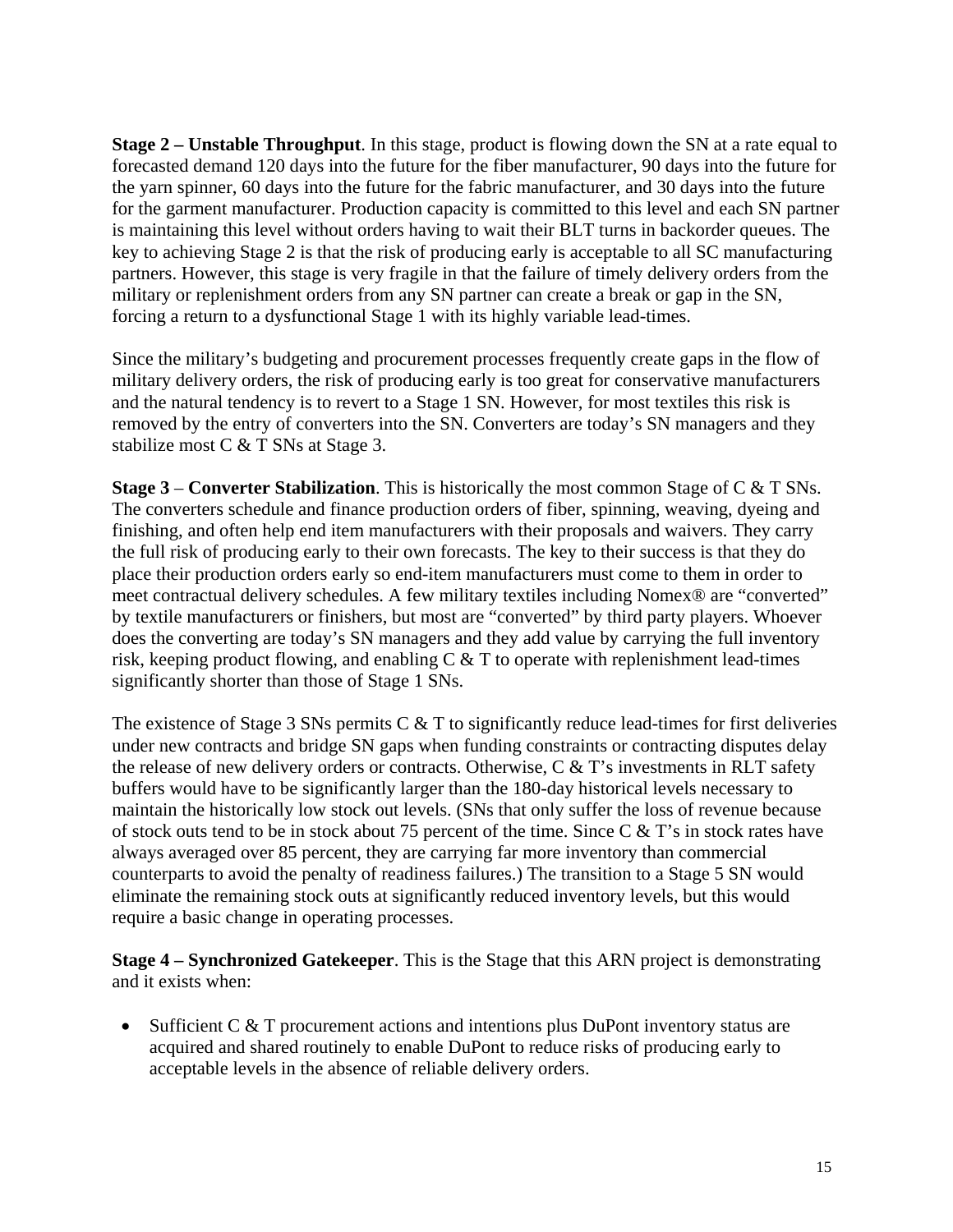**Stage 2 – Unstable Throughput**. In this stage, product is flowing down the SN at a rate equal to forecasted demand 120 days into the future for the fiber manufacturer, 90 days into the future for the yarn spinner, 60 days into the future for the fabric manufacturer, and 30 days into the future for the garment manufacturer. Production capacity is committed to this level and each SN partner is maintaining this level without orders having to wait their BLT turns in backorder queues. The key to achieving Stage 2 is that the risk of producing early is acceptable to all SC manufacturing partners. However, this stage is very fragile in that the failure of timely delivery orders from the military or replenishment orders from any SN partner can create a break or gap in the SN, forcing a return to a dysfunctional Stage 1 with its highly variable lead-times.

Since the military's budgeting and procurement processes frequently create gaps in the flow of military delivery orders, the risk of producing early is too great for conservative manufacturers and the natural tendency is to revert to a Stage 1 SN. However, for most textiles this risk is removed by the entry of converters into the SN. Converters are today's SN managers and they stabilize most C & T SNs at Stage 3.

**Stage 3** – **Converter Stabilization**. This is historically the most common Stage of C & T SNs. The converters schedule and finance production orders of fiber, spinning, weaving, dyeing and finishing, and often help end item manufacturers with their proposals and waivers. They carry the full risk of producing early to their own forecasts. The key to their success is that they do place their production orders early so end-item manufacturers must come to them in order to meet contractual delivery schedules. A few military textiles including Nomex® are "converted" by textile manufacturers or finishers, but most are "converted" by third party players. Whoever does the converting are today's SN managers and they add value by carrying the full inventory risk, keeping product flowing, and enabling C & T to operate with replenishment lead-times significantly shorter than those of Stage 1 SNs.

The existence of Stage 3 SNs permits C & T to significantly reduce lead-times for first deliveries under new contracts and bridge SN gaps when funding constraints or contracting disputes delay the release of new delivery orders or contracts. Otherwise, C & T's investments in RLT safety buffers would have to be significantly larger than the 180-day historical levels necessary to maintain the historically low stock out levels. (SNs that only suffer the loss of revenue because of stock outs tend to be in stock about 75 percent of the time. Since C & T's in stock rates have always averaged over 85 percent, they are carrying far more inventory than commercial counterparts to avoid the penalty of readiness failures.) The transition to a Stage 5 SN would eliminate the remaining stock outs at significantly reduced inventory levels, but this would require a basic change in operating processes.

**Stage 4 – Synchronized Gatekeeper**. This is the Stage that this ARN project is demonstrating and it exists when:

- Sufficient C & T procurement actions and intentions plus DuPont inventory status are acquired and shared routinely to enable DuPont to reduce risks of producing early to acceptable levels in the absence of reliable delivery orders.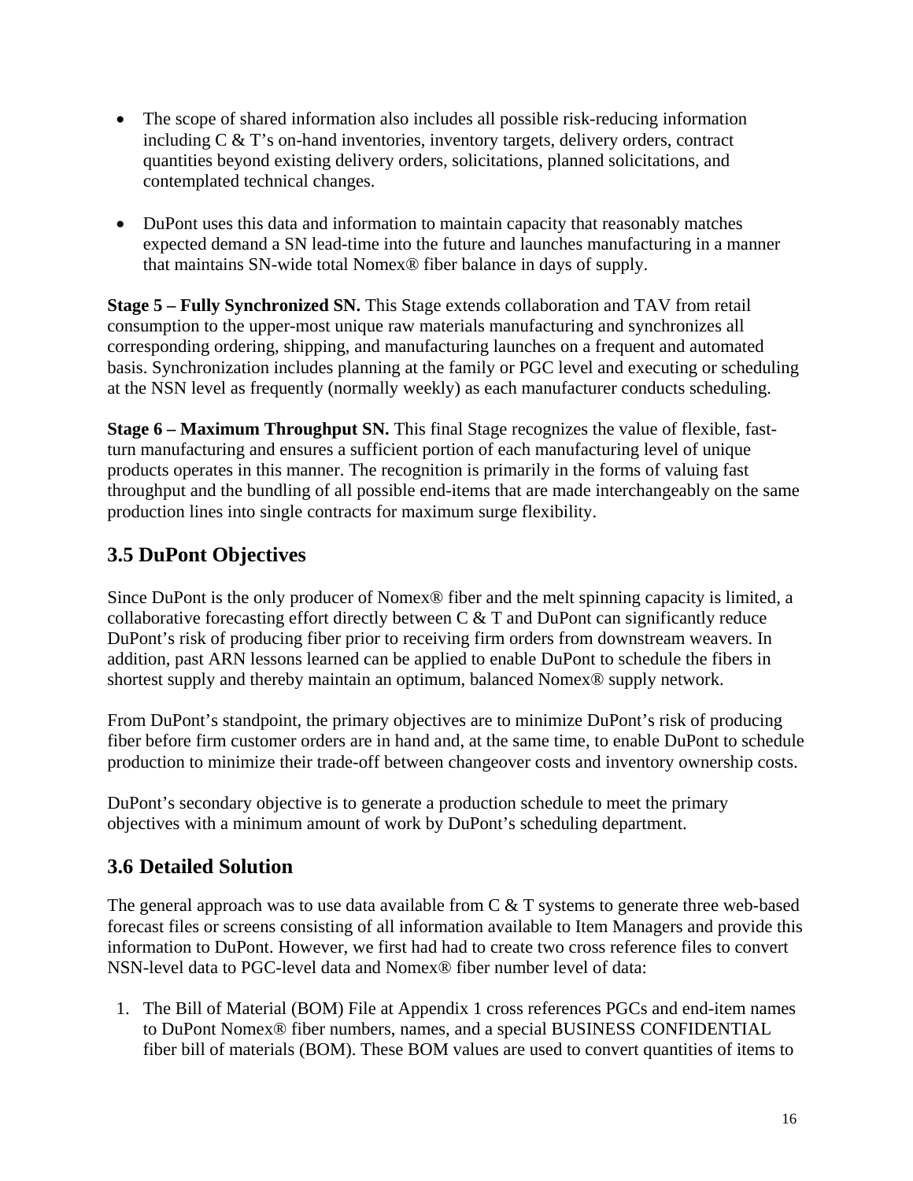- The scope of shared information also includes all possible risk-reducing information including C & T's on-hand inventories, inventory targets, delivery orders, contract quantities beyond existing delivery orders, solicitations, planned solicitations, and contemplated technical changes.

- DuPont uses this data and information to maintain capacity that reasonably matches expected demand a SN lead-time into the future and launches manufacturing in a manner that maintains SN-wide total Nomex® fiber balance in days of supply.

**Stage 5 – Fully Synchronized SN.** This Stage extends collaboration and TAV from retail consumption to the upper-most unique raw materials manufacturing and synchronizes all corresponding ordering, shipping, and manufacturing launches on a frequent and automated basis. Synchronization includes planning at the family or PGC level and executing or scheduling at the NSN level as frequently (normally weekly) as each manufacturer conducts scheduling.

**Stage 6 – Maximum Throughput SN.** This final Stage recognizes the value of flexible, fast-turn manufacturing and ensures a sufficient portion of each manufacturing level of unique products operates in this manner. The recognition is primarily in the forms of valuing fast throughput and the bundling of all possible end-items that are made interchangeably on the same production lines into single contracts for maximum surge flexibility.

## 3.5 DuPont Objectives

Since DuPont is the only producer of Nomex® fiber and the melt spinning capacity is limited, a collaborative forecasting effort directly between C & T and DuPont can significantly reduce DuPont's risk of producing fiber prior to receiving firm orders from downstream weavers. In addition, past ARN lessons learned can be applied to enable DuPont to schedule the fibers in shortest supply and thereby maintain an optimum, balanced Nomex® supply network.

From DuPont's standpoint, the primary objectives are to minimize DuPont's risk of producing fiber before firm customer orders are in hand and, at the same time, to enable DuPont to schedule production to minimize their trade-off between changeover costs and inventory ownership costs.

DuPont's secondary objective is to generate a production schedule to meet the primary objectives with a minimum amount of work by DuPont's scheduling department.

## 3.6 Detailed Solution

The general approach was to use data available from C & T systems to generate three web-based forecast files or screens consisting of all information available to Item Managers and provide this information to DuPont. However, we first had had to create two cross reference files to convert NSN-level data to PGC-level data and Nomex® fiber number level of data:

1. The Bill of Material (BOM) File at Appendix 1 cross references PGCs and end-item names to DuPont Nomex® fiber numbers, names, and a special BUSINESS CONFIDENTIAL fiber bill of materials (BOM). These BOM values are used to convert quantities of items to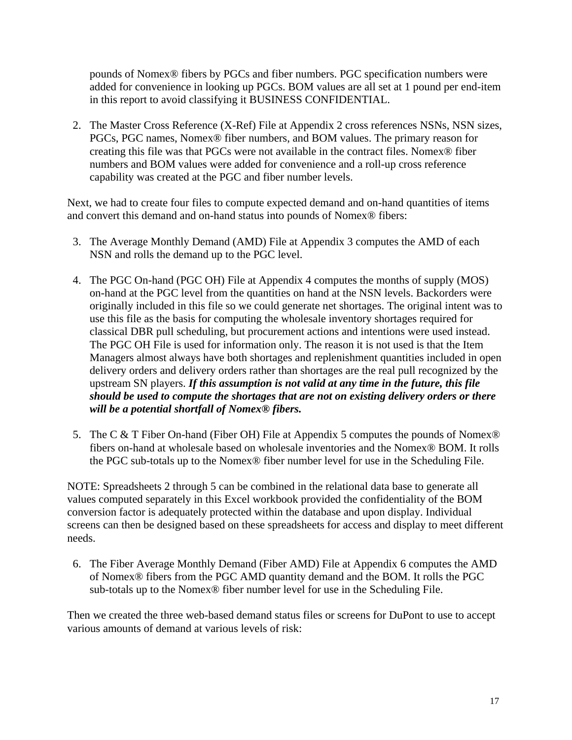pounds of Nomex® fibers by PGCs and fiber numbers. PGC specification numbers were added for convenience in looking up PGCs. BOM values are all set at 1 pound per end-item in this report to avoid classifying it BUSINESS CONFIDENTIAL.

2. The Master Cross Reference (X-Ref) File at Appendix 2 cross references NSNs, NSN sizes, PGCs, PGC names, Nomex® fiber numbers, and BOM values. The primary reason for creating this file was that PGCs were not available in the contract files. Nomex® fiber numbers and BOM values were added for convenience and a roll-up cross reference capability was created at the PGC and fiber number levels.

Next, we had to create four files to compute expected demand and on-hand quantities of items and convert this demand and on-hand status into pounds of Nomex® fibers:

3. The Average Monthly Demand (AMD) File at Appendix 3 computes the AMD of each NSN and rolls the demand up to the PGC level.

4. The PGC On-hand (PGC OH) File at Appendix 4 computes the months of supply (MOS) on-hand at the PGC level from the quantities on hand at the NSN levels. Backorders were originally included in this file so we could generate net shortages. The original intent was to use this file as the basis for computing the wholesale inventory shortages required for classical DBR pull scheduling, but procurement actions and intentions were used instead. The PGC OH File is used for information only. The reason it is not used is that the Item Managers almost always have both shortages and replenishment quantities included in open delivery orders and delivery orders rather than shortages are the real pull recognized by the upstream SN players. ***If this assumption is not valid at any time in the future, this file should be used to compute the shortages that are not on existing delivery orders or there will be a potential shortfall of Nomex® fibers.***

5. The C & T Fiber On-hand (Fiber OH) File at Appendix 5 computes the pounds of Nomex® fibers on-hand at wholesale based on wholesale inventories and the Nomex® BOM. It rolls the PGC sub-totals up to the Nomex® fiber number level for use in the Scheduling File.

NOTE: Spreadsheets 2 through 5 can be combined in the relational data base to generate all values computed separately in this Excel workbook provided the confidentiality of the BOM conversion factor is adequately protected within the database and upon display. Individual screens can then be designed based on these spreadsheets for access and display to meet different needs.

6. The Fiber Average Monthly Demand (Fiber AMD) File at Appendix 6 computes the AMD of Nomex® fibers from the PGC AMD quantity demand and the BOM. It rolls the PGC sub-totals up to the Nomex® fiber number level for use in the Scheduling File.

Then we created the three web-based demand status files or screens for DuPont to use to accept various amounts of demand at various levels of risk: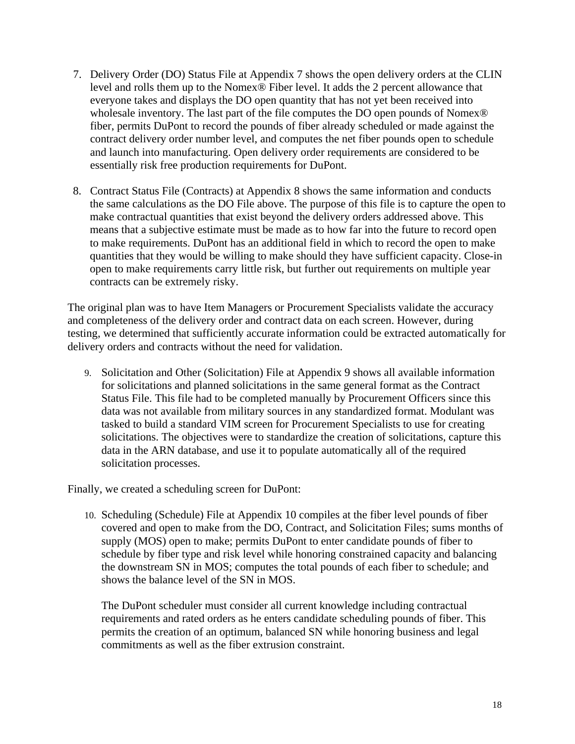7. Delivery Order (DO) Status File at Appendix 7 shows the open delivery orders at the CLIN level and rolls them up to the Nomex® Fiber level. It adds the 2 percent allowance that everyone takes and displays the DO open quantity that has not yet been received into wholesale inventory. The last part of the file computes the DO open pounds of Nomex® fiber, permits DuPont to record the pounds of fiber already scheduled or made against the contract delivery order number level, and computes the net fiber pounds open to schedule and launch into manufacturing. Open delivery order requirements are considered to be essentially risk free production requirements for DuPont.

8. Contract Status File (Contracts) at Appendix 8 shows the same information and conducts the same calculations as the DO File above. The purpose of this file is to capture the open to make contractual quantities that exist beyond the delivery orders addressed above. This means that a subjective estimate must be made as to how far into the future to record open to make requirements. DuPont has an additional field in which to record the open to make quantities that they would be willing to make should they have sufficient capacity. Close-in open to make requirements carry little risk, but further out requirements on multiple year contracts can be extremely risky.

The original plan was to have Item Managers or Procurement Specialists validate the accuracy and completeness of the delivery order and contract data on each screen. However, during testing, we determined that sufficiently accurate information could be extracted automatically for delivery orders and contracts without the need for validation.

9. Solicitation and Other (Solicitation) File at Appendix 9 shows all available information for solicitations and planned solicitations in the same general format as the Contract Status File. This file had to be completed manually by Procurement Officers since this data was not available from military sources in any standardized format. Modulant was tasked to build a standard VIM screen for Procurement Specialists to use for creating solicitations. The objectives were to standardize the creation of solicitations, capture this data in the ARN database, and use it to populate automatically all of the required solicitation processes.

Finally, we created a scheduling screen for DuPont:

10. Scheduling (Schedule) File at Appendix 10 compiles at the fiber level pounds of fiber covered and open to make from the DO, Contract, and Solicitation Files; sums months of supply (MOS) open to make; permits DuPont to enter candidate pounds of fiber to schedule by fiber type and risk level while honoring constrained capacity and balancing the downstream SN in MOS; computes the total pounds of each fiber to schedule; and shows the balance level of the SN in MOS.

    The DuPont scheduler must consider all current knowledge including contractual requirements and rated orders as he enters candidate scheduling pounds of fiber. This permits the creation of an optimum, balanced SN while honoring business and legal commitments as well as the fiber extrusion constraint.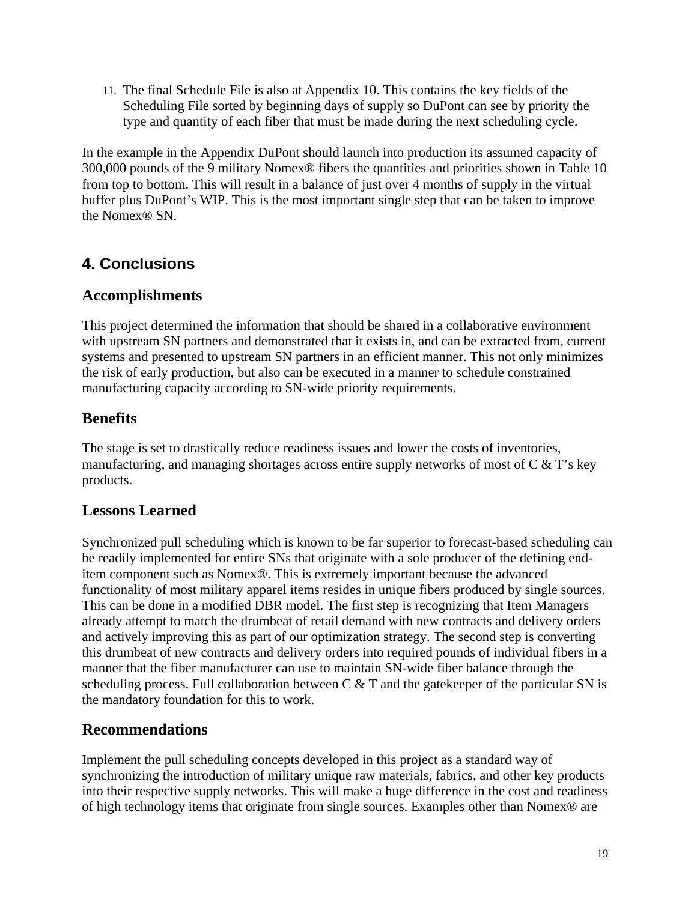11. The final Schedule File is also at Appendix 10. This contains the key fields of the Scheduling File sorted by beginning days of supply so DuPont can see by priority the type and quantity of each fiber that must be made during the next scheduling cycle.

In the example in the Appendix DuPont should launch into production its assumed capacity of 300,000 pounds of the 9 military Nomex® fibers the quantities and priorities shown in Table 10 from top to bottom. This will result in a balance of just over 4 months of supply in the virtual buffer plus DuPont's WIP. This is the most important single step that can be taken to improve the Nomex® SN.

## 4. Conclusions

### Accomplishments

This project determined the information that should be shared in a collaborative environment with upstream SN partners and demonstrated that it exists in, and can be extracted from, current systems and presented to upstream SN partners in an efficient manner. This not only minimizes the risk of early production, but also can be executed in a manner to schedule constrained manufacturing capacity according to SN-wide priority requirements.

### Benefits

The stage is set to drastically reduce readiness issues and lower the costs of inventories, manufacturing, and managing shortages across entire supply networks of most of C & T's key products.

### Lessons Learned

Synchronized pull scheduling which is known to be far superior to forecast-based scheduling can be readily implemented for entire SNs that originate with a sole producer of the defining end-item component such as Nomex®. This is extremely important because the advanced functionality of most military apparel items resides in unique fibers produced by single sources. This can be done in a modified DBR model. The first step is recognizing that Item Managers already attempt to match the drumbeat of retail demand with new contracts and delivery orders and actively improving this as part of our optimization strategy. The second step is converting this drumbeat of new contracts and delivery orders into required pounds of individual fibers in a manner that the fiber manufacturer can use to maintain SN-wide fiber balance through the scheduling process. Full collaboration between C & T and the gatekeeper of the particular SN is the mandatory foundation for this to work.

### Recommendations

Implement the pull scheduling concepts developed in this project as a standard way of synchronizing the introduction of military unique raw materials, fabrics, and other key products into their respective supply networks. This will make a huge difference in the cost and readiness of high technology items that originate from single sources. Examples other than Nomex® are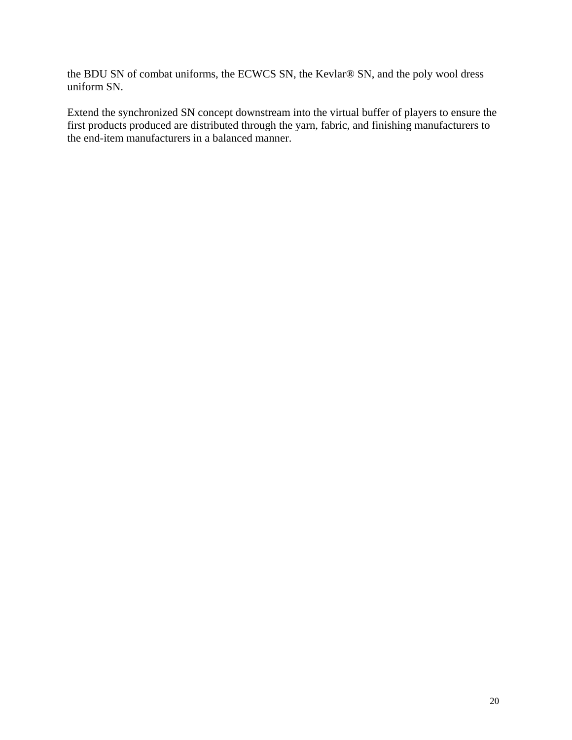the BDU SN of combat uniforms, the ECWCS SN, the Kevlar® SN, and the poly wool dress uniform SN.

Extend the synchronized SN concept downstream into the virtual buffer of players to ensure the first products produced are distributed through the yarn, fabric, and finishing manufacturers to the end-item manufacturers in a balanced manner.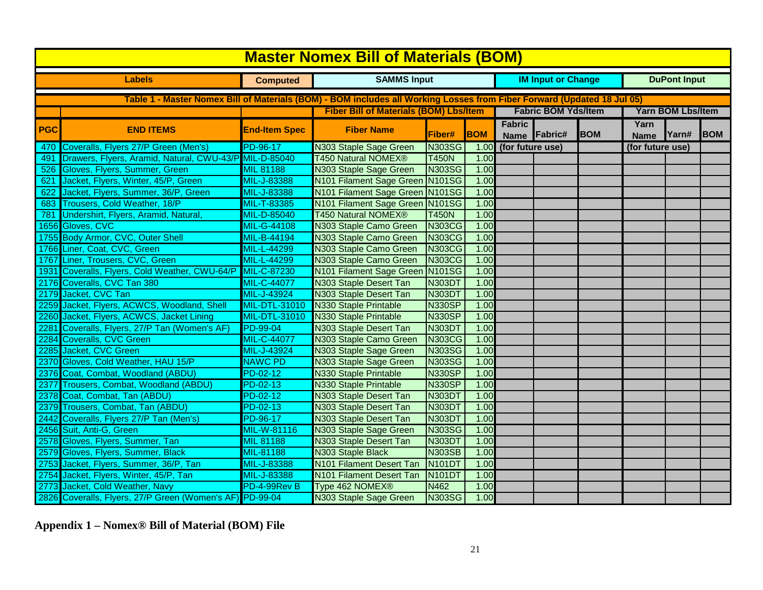# Master Nomex Bill of Materials (BOM)

| Labels | | Computed | SAMMS Input | | | IM Input or Change | | | DuPont Input | | |
|---|---|---|---|---|---|---|---|---|---|---|---|
| **Table 1 - Master Nomex Bill of Materials (BOM) - BOM includes all Working Losses from Fiber Forward (Updated 18 Jul 05)** | | | | | | | | | | | |
| | | | **Fiber Bill of Materials (BOM) Lbs/Item** | | | **Fabric BOM Yds/Item** | | | **Yarn BOM Lbs/Item** | | |
| **PGC** | **END ITEMS** | **End-Item Spec** | **Fiber Name** | **Fiber#** | **BOM** | **Fabric Name** | **Fabric#** | **BOM** | **Yarn Name** | **Yarn#** | **BOM** |
| 470 | Coveralls, Flyers 27/P Green (Men's) | PD-96-17 | N303 Staple Sage Green | N303SG | 1.00 | (for future use) | | | (for future use) | | |
| 491 | Drawers, Flyers, Aramid, Natural, CWU-43/P | MIL-D-85040 | T450 Natural NOMEX® | T450N | 1.00 | | | | | | |
| 526 | Gloves, Flyers, Summer, Green | MIL 81188 | N303 Staple Sage Green | N303SG | 1.00 | | | | | | |
| 621 | Jacket, Flyers, Winter, 45/P, Green | MIL-J-83388 | N101 Filament Sage Green | N101SG | 1.00 | | | | | | |
| 622 | Jacket, Flyers, Summer, 36/P, Green | MIL-J-83388 | N101 Filament Sage Green | N101SG | 1.00 | | | | | | |
| 683 | Trousers, Cold Weather, 18/P | MIL-T-83385 | N101 Filament Sage Green | N101SG | 1.00 | | | | | | |
| 781 | Undershirt, Flyers, Aramid, Natural, | MIL-D-85040 | T450 Natural NOMEX® | T450N | 1.00 | | | | | | |
| 1656 | Gloves, CVC | MIL-G-44108 | N303 Staple Camo Green | N303CG | 1.00 | | | | | | |
| 1755 | Body Armor, CVC, Outer Shell | MIL-B-44194 | N303 Staple Camo Green | N303CG | 1.00 | | | | | | |
| 1766 | Liner, Coat, CVC, Green | MIL-L-44299 | N303 Staple Camo Green | N303CG | 1.00 | | | | | | |
| 1767 | Liner, Trousers, CVC, Green | MIL-L-44299 | N303 Staple Camo Green | N303CG | 1.00 | | | | | | |
| 1931 | Coveralls, Flyers, Cold Weather, CWU-64/P | MIL-C-87230 | N101 Filament Sage Green | N101SG | 1.00 | | | | | | |
| 2176 | Coveralls, CVC Tan 380 | MIL-C-44077 | N303 Staple Desert Tan | N303DT | 1.00 | | | | | | |
| 2179 | Jacket, CVC Tan | MIL-J-43924 | N303 Staple Desert Tan | N303DT | 1.00 | | | | | | |
| 2259 | Jacket, Flyers, ACWCS, Woodland, Shell | MIL-DTL-31010 | N330 Staple Printable | N330SP | 1.00 | | | | | | |
| 2260 | Jacket, Flyers, ACWCS, Jacket Lining | MIL-DTL-31010 | N330 Staple Printable | N330SP | 1.00 | | | | | | |
| 2281 | Coveralls, Flyers, 27/P Tan (Women's AF) | PD-99-04 | N303 Staple Desert Tan | N303DT | 1.00 | | | | | | |
| 2284 | Coveralls, CVC Green | MIL-C-44077 | N303 Staple Camo Green | N303CG | 1.00 | | | | | | |
| 2285 | Jacket, CVC Green | MIL-J-43924 | N303 Staple Sage Green | N303SG | 1.00 | | | | | | |
| 2370 | Gloves, Cold Weather, HAU 15/P | NAWC PD | N303 Staple Sage Green | N303SG | 1.00 | | | | | | |
| 2376 | Coat, Combat, Woodland (ABDU) | PD-02-12 | N330 Staple Printable | N330SP | 1.00 | | | | | | |
| 2377 | Trousers, Combat, Woodland (ABDU) | PD-02-13 | N330 Staple Printable | N330SP | 1.00 | | | | | | |
| 2378 | Coat, Combat, Tan (ABDU) | PD-02-12 | N303 Staple Desert Tan | N303DT | 1.00 | | | | | | |
| 2379 | Trousers, Combat, Tan (ABDU) | PD-02-13 | N303 Staple Desert Tan | N303DT | 1.00 | | | | | | |
| 2442 | Coveralls, Flyers 27/P Tan (Men's) | PD-96-17 | N303 Staple Desert Tan | N303DT | 1.00 | | | | | | |
| 2456 | Suit, Anti-G, Green | MIL-W-81116 | N303 Staple Sage Green | N303SG | 1.00 | | | | | | |
| 2578 | Gloves, Flyers, Summer, Tan | MIL 81188 | N303 Staple Desert Tan | N303DT | 1.00 | | | | | | |
| 2579 | Gloves, Flyers, Summer, Black | MIL-81188 | N303 Staple Black | N303SB | 1.00 | | | | | | |
| 2753 | Jacket, Flyers, Summer, 36/P, Tan | MIL-J-83388 | N101 Filament Desert Tan | N101DT | 1.00 | | | | | | |
| 2754 | Jacket, Flyers, Winter, 45/P, Tan | MIL-J-83388 | N101 Filament Desert Tan | N101DT | 1.00 | | | | | | |
| 2773 | Jacket, Cold Weather, Navy | PD-4-99Rev B | Type 462 NOMEX® | N462 | 1.00 | | | | | | |
| 2826 | Coveralls, Flyers, 27/P Green (Women's AF) | PD-99-04 | N303 Staple Sage Green | N303SG | 1.00 | | | | | | |

**Appendix 1 – Nomex® Bill of Material (BOM) File**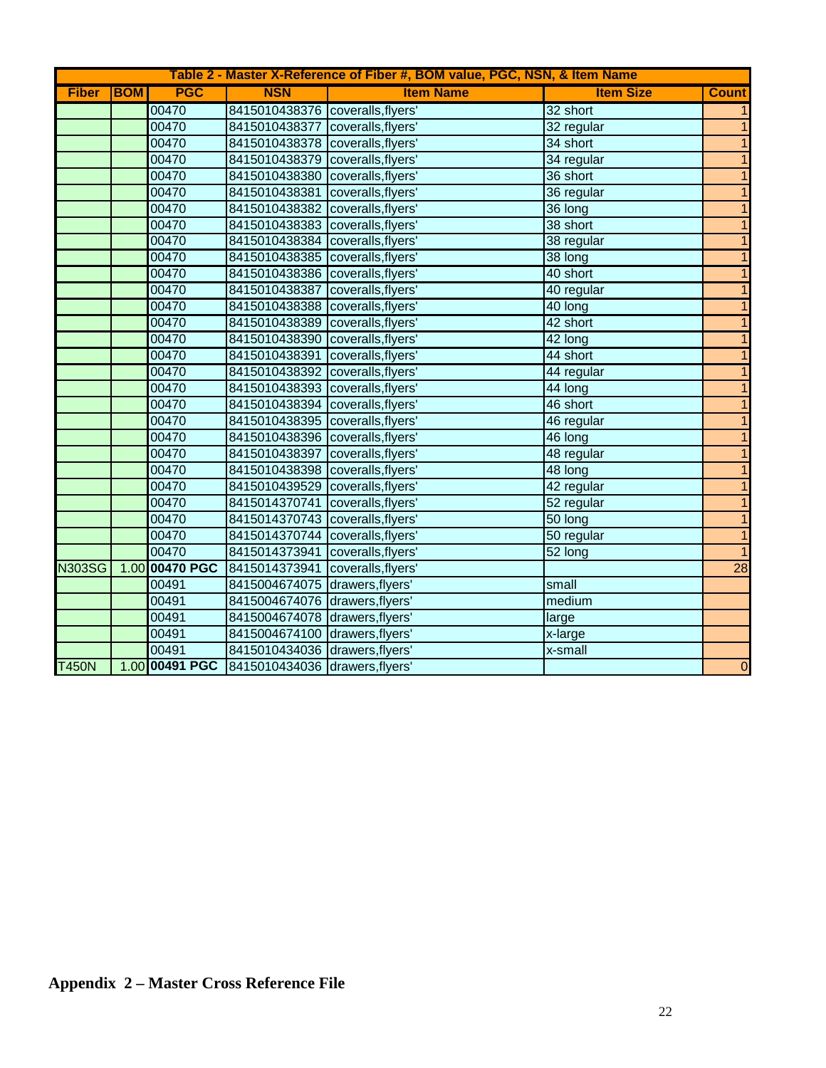| Table 2 - Master X-Reference of Fiber #, BOM value, PGC, NSN, & Item Name | | | | | | |
|---|---|---|---|---|---|---|
| **Fiber** | **BOM** | **PGC** | **NSN** | **Item Name** | **Item Size** | **Count** |
| | | 00470 | 8415010438376 | coveralls,flyers' | 32 short | 1 |
| | | 00470 | 8415010438377 | coveralls,flyers' | 32 regular | 1 |
| | | 00470 | 8415010438378 | coveralls,flyers' | 34 short | 1 |
| | | 00470 | 8415010438379 | coveralls,flyers' | 34 regular | 1 |
| | | 00470 | 8415010438380 | coveralls,flyers' | 36 short | 1 |
| | | 00470 | 8415010438381 | coveralls,flyers' | 36 regular | 1 |
| | | 00470 | 8415010438382 | coveralls,flyers' | 36 long | 1 |
| | | 00470 | 8415010438383 | coveralls,flyers' | 38 short | 1 |
| | | 00470 | 8415010438384 | coveralls,flyers' | 38 regular | 1 |
| | | 00470 | 8415010438385 | coveralls,flyers' | 38 long | 1 |
| | | 00470 | 8415010438386 | coveralls,flyers' | 40 short | 1 |
| | | 00470 | 8415010438387 | coveralls,flyers' | 40 regular | 1 |
| | | 00470 | 8415010438388 | coveralls,flyers' | 40 long | 1 |
| | | 00470 | 8415010438389 | coveralls,flyers' | 42 short | 1 |
| | | 00470 | 8415010438390 | coveralls,flyers' | 42 long | 1 |
| | | 00470 | 8415010438391 | coveralls,flyers' | 44 short | 1 |
| | | 00470 | 8415010438392 | coveralls,flyers' | 44 regular | 1 |
| | | 00470 | 8415010438393 | coveralls,flyers' | 44 long | 1 |
| | | 00470 | 8415010438394 | coveralls,flyers' | 46 short | 1 |
| | | 00470 | 8415010438395 | coveralls,flyers' | 46 regular | 1 |
| | | 00470 | 8415010438396 | coveralls,flyers' | 46 long | 1 |
| | | 00470 | 8415010438397 | coveralls,flyers' | 48 regular | 1 |
| | | 00470 | 8415010438398 | coveralls,flyers' | 48 long | 1 |
| | | 00470 | 8415010439529 | coveralls,flyers' | 42 regular | 1 |
| | | 00470 | 8415010370741 | coveralls,flyers' | 52 regular | 1 |
| | | 00470 | 8415014370743 | coveralls,flyers' | 50 long | 1 |
| | | 00470 | 8415014370744 | coveralls,flyers' | 50 regular | 1 |
| | | 00470 | 8415014373941 | coveralls,flyers' | 52 long | 1 |
| N303SG | 1.00 | **00470 PGC** | 8415014373941 | coveralls,flyers' | | 28 |
| | | 00491 | 8415004674075 | drawers,flyers' | small | |
| | | 00491 | 8415004674076 | drawers,flyers' | medium | |
| | | 00491 | 8415004674078 | drawers,flyers' | large | |
| | | 00491 | 8415004674100 | drawers,flyers' | x-large | |
| | | 00491 | 8415010434036 | drawers,flyers' | x-small | |
| T450N | 1.00 | **00491 PGC** | 8415010434036 | drawers,flyers' | | 0 |

**Appendix 2 – Master Cross Reference File**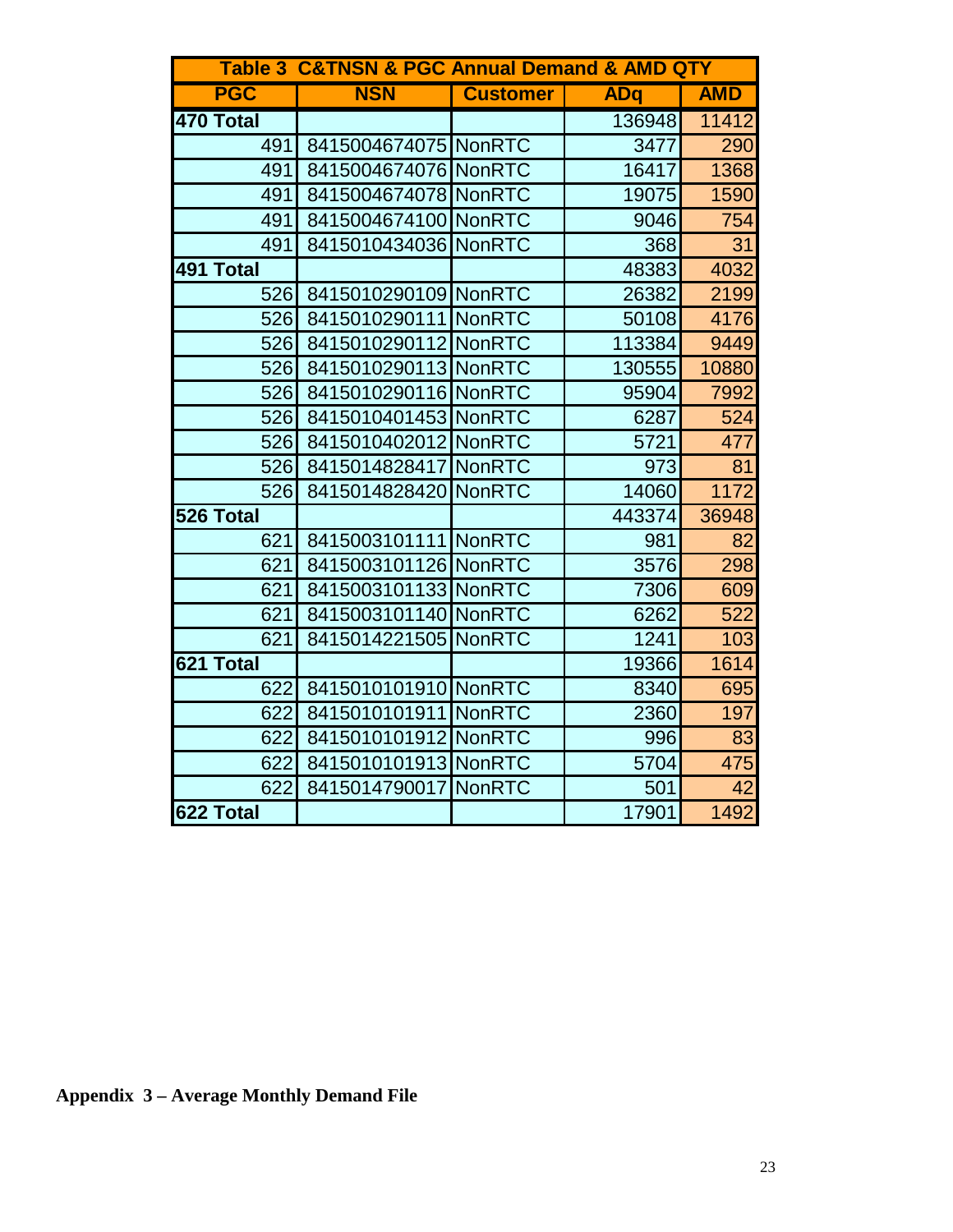| Table 3 C&TNSN & PGC Annual Demand & AMD QTY | | | | |
|---|---|---|---|---|
| **PGC** | **NSN** | **Customer** | **ADq** | **AMD** |
| **470 Total** | | | 136948 | 11412 |
| 491 | 8415004674075 | NonRTC | 3477 | 290 |
| 491 | 8415004674076 | NonRTC | 16417 | 1368 |
| 491 | 8415004674078 | NonRTC | 19075 | 1590 |
| 491 | 8415004674100 | NonRTC | 9046 | 754 |
| 491 | 8415010434036 | NonRTC | 368 | 31 |
| **491 Total** | | | 48383 | 4032 |
| 526 | 8415010290109 | NonRTC | 26382 | 2199 |
| 526 | 8415010290111 | NonRTC | 50108 | 4176 |
| 526 | 8415010290112 | NonRTC | 113384 | 9449 |
| 526 | 8415010290113 | NonRTC | 130555 | 10880 |
| 526 | 8415010290116 | NonRTC | 95904 | 7992 |
| 526 | 8415010401453 | NonRTC | 6287 | 524 |
| 526 | 8415010402012 | NonRTC | 5721 | 477 |
| 526 | 8415014828417 | NonRTC | 973 | 81 |
| 526 | 8415014828420 | NonRTC | 14060 | 1172 |
| **526 Total** | | | 443374 | 36948 |
| 621 | 8415003101111 | NonRTC | 981 | 82 |
| 621 | 8415003101126 | NonRTC | 3576 | 298 |
| 621 | 8415003101133 | NonRTC | 7306 | 609 |
| 621 | 8415003101140 | NonRTC | 6262 | 522 |
| 621 | 8415014221505 | NonRTC | 1241 | 103 |
| **621 Total** | | | 19366 | 1614 |
| 622 | 8415010101910 | NonRTC | 8340 | 695 |
| 622 | 8415010101911 | NonRTC | 2360 | 197 |
| 622 | 8415010101912 | NonRTC | 996 | 83 |
| 622 | 8415010101913 | NonRTC | 5704 | 475 |
| 622 | 8415014790017 | NonRTC | 501 | 42 |
| **622 Total** | | | 17901 | 1492 |

**Appendix 3 – Average Monthly Demand File**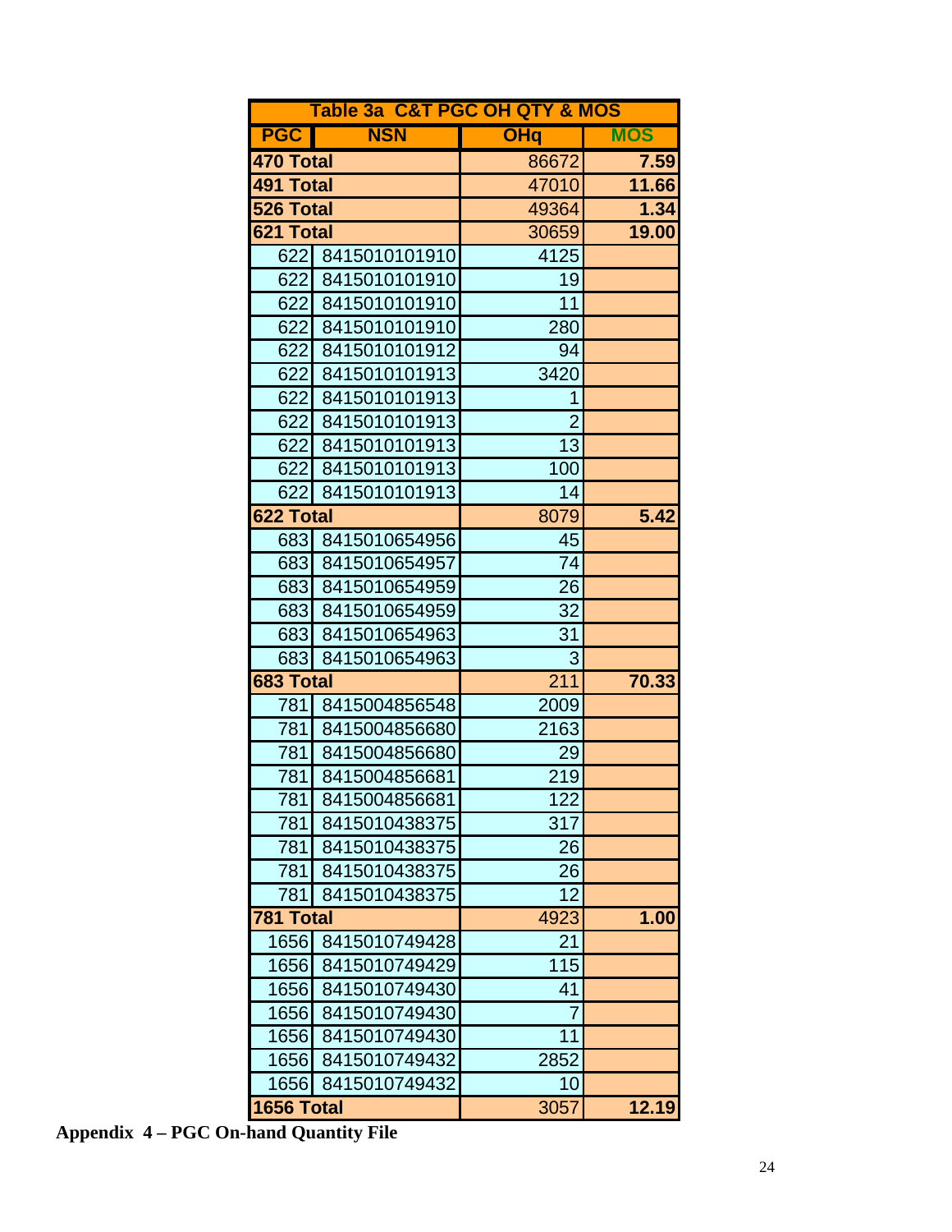| Table 3a C&T PGC OH QTY & MOS | | | |
|---|---|---|---|
| **PGC** | **NSN** | **OHq** | **MOS** |
| **470 Total** | | 86672 | **7.59** |
| **491 Total** | | 47010 | **11.66** |
| **526 Total** | | 49364 | **1.34** |
| **621 Total** | | 30659 | **19.00** |
| 622 | 8415010101910 | 4125 | |
| 622 | 8415010101910 | 19 | |
| 622 | 8415010101910 | 11 | |
| 622 | 8415010101910 | 280 | |
| 622 | 8415010101912 | 94 | |
| 622 | 8415010101913 | 3420 | |
| 622 | 8415010101913 | 1 | |
| 622 | 8415010101913 | 2 | |
| 622 | 8415010101913 | 13 | |
| 622 | 8415010101913 | 100 | |
| 622 | 8415010101913 | 14 | |
| **622 Total** | | 8079 | **5.42** |
| 683 | 8415010654956 | 45 | |
| 683 | 8415010654957 | 74 | |
| 683 | 8415010654959 | 26 | |
| 683 | 8415010654959 | 32 | |
| 683 | 8415010654963 | 31 | |
| 683 | 8415010654963 | 3 | |
| **683 Total** | | 211 | **70.33** |
| 781 | 8415004856548 | 2009 | |
| 781 | 8415004856680 | 2163 | |
| 781 | 8415004856680 | 29 | |
| 781 | 8415004856681 | 219 | |
| 781 | 8415004856681 | 122 | |
| 781 | 8415010438375 | 317 | |
| 781 | 8415010438375 | 26 | |
| 781 | 8415010438375 | 26 | |
| 781 | 8415010438375 | 12 | |
| **781 Total** | | 4923 | **1.00** |
| 1656 | 8415010749428 | 21 | |
| 1656 | 8415010749429 | 115 | |
| 1656 | 8415010749430 | 41 | |
| 1656 | 8415010749430 | 7 | |
| 1656 | 8415010749430 | 11 | |
| 1656 | 8415010749432 | 2852 | |
| 1656 | 8415010749432 | 10 | |
| **1656 Total** | | 3057 | **12.19** |

**Appendix 4 – PGC On-hand Quantity File**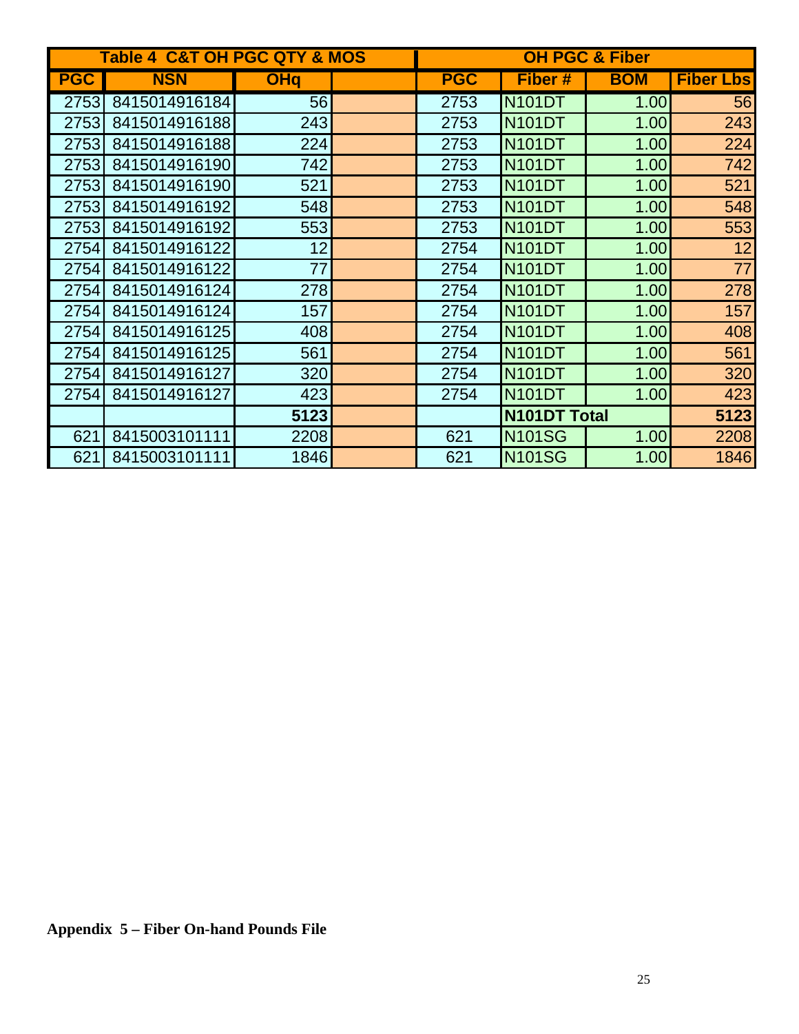| Table 4 C&T OH PGC QTY & MOS | | | | OH PGC & Fiber | | | |
|---|---|---|---|---|---|---|---|
| PGC | NSN | OHq | | PGC | Fiber # | BOM | Fiber Lbs |
| 2753 | 8415014916184 | 56 | | 2753 | N101DT | 1.00 | 56 |
| 2753 | 8415014916188 | 243 | | 2753 | N101DT | 1.00 | 243 |
| 2753 | 8415014916188 | 224 | | 2753 | N101DT | 1.00 | 224 |
| 2753 | 8415014916190 | 742 | | 2753 | N101DT | 1.00 | 742 |
| 2753 | 8415014916190 | 521 | | 2753 | N101DT | 1.00 | 521 |
| 2753 | 8415014916192 | 548 | | 2753 | N101DT | 1.00 | 548 |
| 2753 | 8415014916192 | 553 | | 2753 | N101DT | 1.00 | 553 |
| 2754 | 8415014916122 | 12 | | 2754 | N101DT | 1.00 | 12 |
| 2754 | 8415014916122 | 77 | | 2754 | N101DT | 1.00 | 77 |
| 2754 | 8415014916124 | 278 | | 2754 | N101DT | 1.00 | 278 |
| 2754 | 8415014916124 | 157 | | 2754 | N101DT | 1.00 | 157 |
| 2754 | 8415014916125 | 408 | | 2754 | N101DT | 1.00 | 408 |
| 2754 | 8415014916125 | 561 | | 2754 | N101DT | 1.00 | 561 |
| 2754 | 8415014916127 | 320 | | 2754 | N101DT | 1.00 | 320 |
| 2754 | 8415014916127 | 423 | | 2754 | N101DT | 1.00 | 423 |
| | | **5123** | | | **N101DT Total** | | **5123** |
| 621 | 8415003101111 | 2208 | | 621 | N101SG | 1.00 | 2208 |
| 621 | 8415003101111 | 1846 | | 621 | N101SG | 1.00 | 1846 |

**Appendix 5 – Fiber On-hand Pounds File**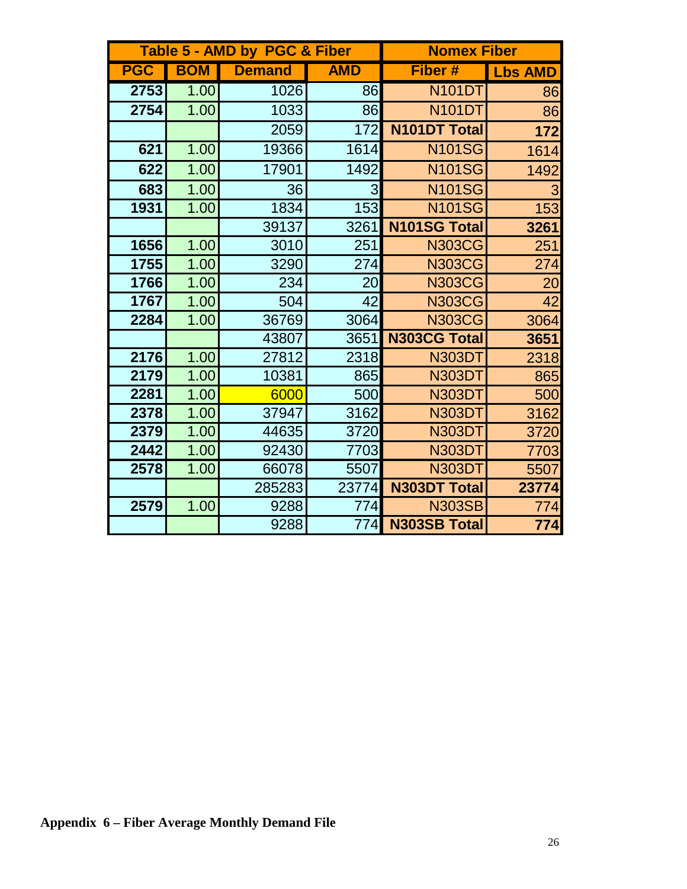| Table 5 - AMD by PGC & Fiber | | | | Nomex Fiber | |
|---|---|---|---|---|---|
| **PGC** | **BOM** | **Demand** | **AMD** | **Fiber #** | **Lbs AMD** |
| **2753** | 1.00 | 1026 | 86 | N101DT | 86 |
| **2754** | 1.00 | 1033 | 86 | N101DT | 86 |
| | | 2059 | 172 | **N101DT Total** | **172** |
| **621** | 1.00 | 19366 | 1614 | N101SG | 1614 |
| **622** | 1.00 | 17901 | 1492 | N101SG | 1492 |
| **683** | 1.00 | 36 | 3 | N101SG | 3 |
| **1931** | 1.00 | 1834 | 153 | N101SG | 153 |
| | | 39137 | 3261 | **N101SG Total** | **3261** |
| **1656** | 1.00 | 3010 | 251 | N303CG | 251 |
| **1755** | 1.00 | 3290 | 274 | N303CG | 274 |
| **1766** | 1.00 | 234 | 20 | N303CG | 20 |
| **1767** | 1.00 | 504 | 42 | N303CG | 42 |
| **2284** | 1.00 | 36769 | 3064 | N303CG | 3064 |
| | | 43807 | 3651 | **N303CG Total** | **3651** |
| **2176** | 1.00 | 27812 | 2318 | N303DT | 2318 |
| **2179** | 1.00 | 10381 | 865 | N303DT | 865 |
| **2281** | 1.00 | 6000 | 500 | N303DT | 500 |
| **2378** | 1.00 | 37947 | 3162 | N303DT | 3162 |
| **2379** | 1.00 | 44635 | 3720 | N303DT | 3720 |
| **2442** | 1.00 | 92430 | 7703 | N303DT | 7703 |
| **2578** | 1.00 | 66078 | 5507 | N303DT | 5507 |
| | | 285283 | 23774 | **N303DT Total** | **23774** |
| **2579** | 1.00 | 9288 | 774 | N303SB | 774 |
| | | 9288 | 774 | **N303SB Total** | **774** |

**Appendix 6 – Fiber Average Monthly Demand File**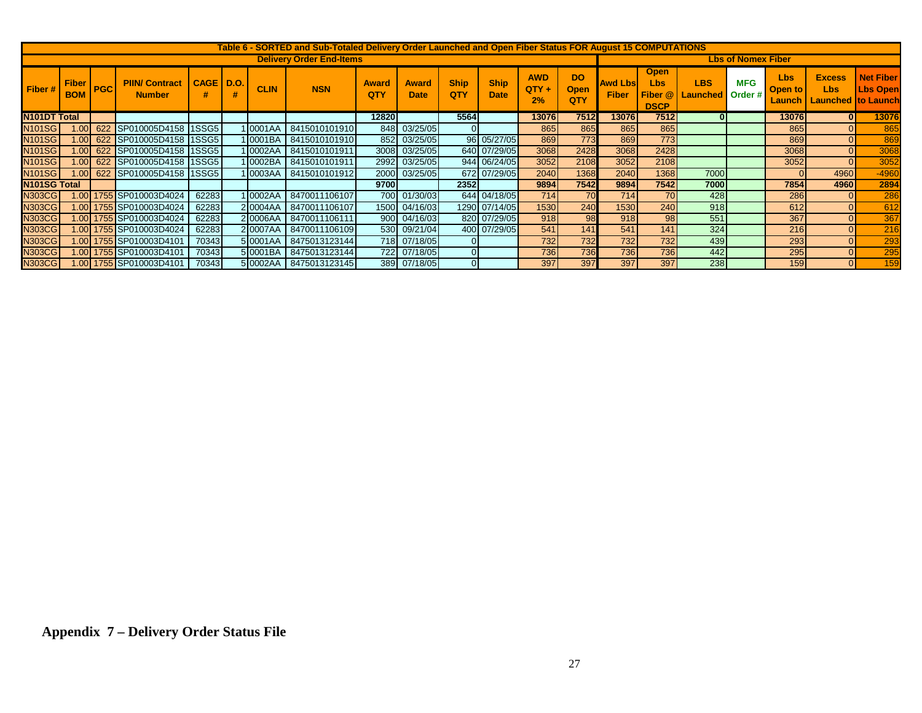| Table 6 - SORTED and Sub-Totaled Delivery Order Launched and Open Fiber Status FOR August 15 COMPUTATIONS | | | | | | | | | | | | | | | | | | | | | |
|---|---|---|---|---|---|---|---|---|---|---|---|---|---|---|---|---|---|---|---|---|---|
| Delivery Order End-Items | | | | | | | | | | | | | | Lbs of Nomex Fiber | | | | | | | |
| Fiber # | Fiber BOM | PGC | PIIN/ Contract Number | CAGE # | D.O. # | CLIN | NSN | Award QTY | Award Date | Ship QTY | Ship Date | AWD QTY + 2% | DO Open QTY | Awd Lbs Fiber | Open Lbs Fiber @ DSCP | LBS Launched | MFG Order # | Lbs Open to Launch | Excess Lbs Launched | Net Fiber Lbs Open to Launch |
| N101DT Total | | | | | | | | 12820 | | 5564 | | 13076 | 7512 | 13076 | 7512 | 0 | | 13076 | 0 | 13076 |
| N101SG | 1.00 | 622 | SP010005D4158 | 1SSG5 | 1 | 0001AA | 8415010101910 | 848 | 03/25/05 | 0 | | 865 | 865 | 865 | 865 | | | 865 | 0 | 865 |
| N101SG | 1.00 | 622 | SP010005D4158 | 1SSG5 | 1 | 0001BA | 8415010101910 | 852 | 03/25/05 | 96 | 05/27/05 | 869 | 773 | 869 | 773 | | | 869 | 0 | 869 |
| N101SG | 1.00 | 622 | SP010005D4158 | 1SSG5 | 1 | 0002AA | 8415010101911 | 3008 | 03/25/05 | 640 | 07/29/05 | 3068 | 2428 | 3068 | 2428 | | | 3068 | 0 | 3068 |
| N101SG | 1.00 | 622 | SP010005D4158 | 1SSG5 | 1 | 0002BA | 8415010101911 | 2992 | 03/25/05 | 944 | 06/24/05 | 3052 | 2108 | 3052 | 2108 | | | 3052 | 0 | 3052 |
| N101SG | 1.00 | 622 | SP010005D4158 | 1SSG5 | 1 | 0003AA | 8415010101912 | 2000 | 03/25/05 | 672 | 07/29/05 | 2040 | 1368 | 2040 | 1368 | 7000 | | 0 | 4960 | -4960 |
| N101SG Total | | | | | | | | 9700 | | 2352 | | 9894 | 7542 | 9894 | 7542 | 7000 | | 7854 | 4960 | 2894 |
| N303CG | 1.00 | 1755 | SP010003D4024 | 62283 | 1 | 0002AA | 8470011106107 | 700 | 01/30/03 | 644 | 04/18/05 | 714 | 70 | 714 | 70 | 428 | | 286 | 0 | 286 |
| N303CG | 1.00 | 1755 | SP010003D4024 | 62283 | 2 | 0004AA | 8470011106107 | 1500 | 04/16/03 | 1290 | 07/14/05 | 1530 | 240 | 1530 | 240 | 918 | | 612 | 0 | 612 |
| N303CG | 1.00 | 1755 | SP010003D4024 | 62283 | 2 | 0006AA | 8470011106111 | 900 | 04/16/03 | 820 | 07/29/05 | 918 | 98 | 918 | 98 | 551 | | 367 | 0 | 367 |
| N303CG | 1.00 | 1755 | SP010003D4024 | 62283 | 2 | 0007AA | 8470011106109 | 530 | 09/21/04 | 400 | 07/29/05 | 541 | 141 | 541 | 141 | 324 | | 216 | 0 | 216 |
| N303CG | 1.00 | 1755 | SP010003D4101 | 70343 | 5 | 0001AA | 8475013123144 | 718 | 07/18/05 | 0 | | 732 | 732 | 732 | 732 | 439 | | 293 | 0 | 293 |
| N303CG | 1.00 | 1755 | SP010003D4101 | 70343 | 5 | 0001BA | 8475013123144 | 722 | 07/18/05 | 0 | | 736 | 736 | 736 | 736 | 442 | | 295 | 0 | 295 |
| N303CG | 1.00 | 1755 | SP010003D4101 | 70343 | 5 | 0002AA | 8475013123145 | 389 | 07/18/05 | 0 | | 397 | 397 | 397 | 397 | 238 | | 159 | 0 | 159 |

**Appendix 7 – Delivery Order Status File**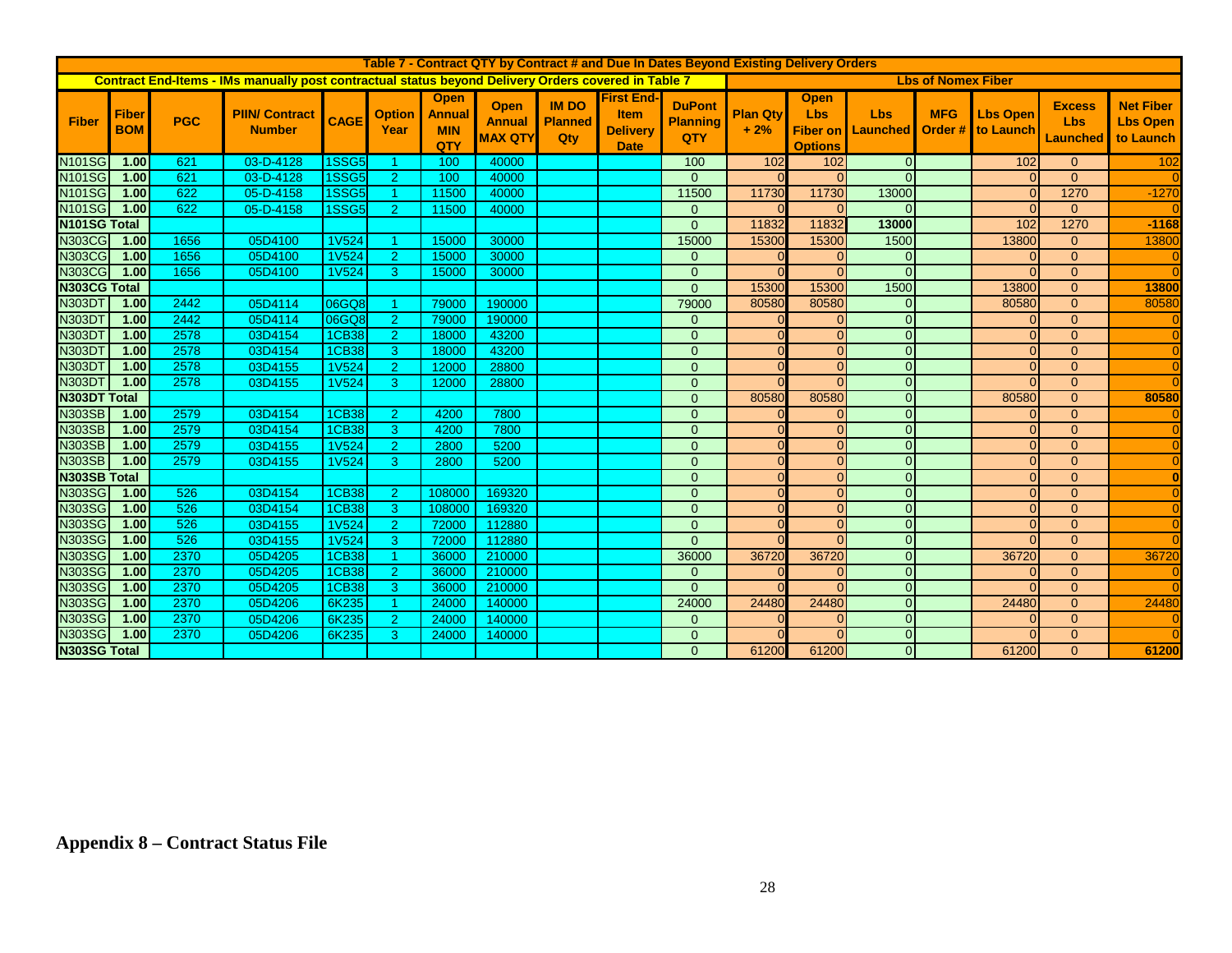| Table 7 - Contract QTY by Contract # and Due In Dates Beyond Existing Delivery Orders | | | | | | | | | | | | | | | | | | |
|---|---|---|---|---|---|---|---|---|---|---|---|---|---|---|---|---|---|---|
| Contract End-Items - IMs manually post contractual status beyond Delivery Orders covered in Table 7 | | | | | | | | | | | Lbs of Nomex Fiber | | | | | | | |
| Fiber | Fiber BOM | PGC | PIIN/ Contract Number | CAGE | Option Year | Open Annual MIN QTY | Open Annual MAX QTY | IM DO Planned Qty | First End-Item Delivery Date | DuPont Planning QTY | Plan Qty + 2% | Open Lbs Fiber on Options | Lbs Launched | MFG Order # | Lbs Open to Launch | Excess Lbs Launched | Net Fiber Lbs Open to Launch |
| N101SG | 1.00 | 621 | 03-D-4128 | 1SSG5 | 1 | 100 | 40000 | | | 100 | 102 | 102 | 0 | | 102 | 0 | 102 |
| N101SG | 1.00 | 621 | 03-D-4128 | 1SSG5 | 2 | 100 | 40000 | | | 0 | 0 | 0 | 0 | | 0 | 0 | 0 |
| N101SG | 1.00 | 622 | 05-D-4158 | 1SSG5 | 1 | 11500 | 40000 | | | 11500 | 11730 | 11730 | 13000 | | 0 | 1270 | -1270 |
| N101SG | 1.00 | 622 | 05-D-4158 | 1SSG5 | 2 | 11500 | 40000 | | | 0 | 0 | 0 | 0 | | 0 | 0 | 0 |
| **N101SG Total** | | | | | | | | | | 0 | 11832 | 11832 | **13000** | | 102 | 1270 | **-1168** |
| N303CG | 1.00 | 1656 | 05D4100 | 1V524 | 1 | 15000 | 30000 | | | 15000 | 15300 | 15300 | 1500 | | 13800 | 0 | 13800 |
| N303CG | 1.00 | 1656 | 05D4100 | 1V524 | 2 | 15000 | 30000 | | | 0 | 0 | 0 | 0 | | 0 | 0 | 0 |
| N303CG | 1.00 | 1656 | 05D4100 | 1V524 | 3 | 15000 | 30000 | | | 0 | 0 | 0 | 0 | | 0 | 0 | 0 |
| **N303CG Total** | | | | | | | | | | 0 | 15300 | 15300 | 1500 | | 13800 | 0 | **13800** |
| N303DT | 1.00 | 2442 | 05D4114 | 06GQ8 | 1 | 79000 | 190000 | | | 79000 | 80580 | 80580 | 0 | | 80580 | 0 | 80580 |
| N303DT | 1.00 | 2442 | 05D4114 | 06GQ8 | 2 | 79000 | 190000 | | | 0 | 0 | 0 | 0 | | 0 | 0 | 0 |
| N303DT | 1.00 | 2578 | 03D4154 | 1CB38 | 2 | 18000 | 43200 | | | 0 | 0 | 0 | 0 | | 0 | 0 | 0 |
| N303DT | 1.00 | 2578 | 03D4154 | 1CB38 | 3 | 18000 | 43200 | | | 0 | 0 | 0 | 0 | | 0 | 0 | 0 |
| N303DT | 1.00 | 2578 | 03D4155 | 1V524 | 2 | 12000 | 28800 | | | 0 | 0 | 0 | 0 | | 0 | 0 | 0 |
| N303DT | 1.00 | 2578 | 03D4155 | 1V524 | 3 | 12000 | 28800 | | | 0 | 0 | 0 | 0 | | 0 | 0 | 0 |
| **N303DT Total** | | | | | | | | | | 0 | 80580 | 80580 | 0 | | 80580 | 0 | **80580** |
| N303SB | 1.00 | 2579 | 03D4154 | 1CB38 | 2 | 4200 | 7800 | | | 0 | 0 | 0 | 0 | | 0 | 0 | 0 |
| N303SB | 1.00 | 2579 | 03D4154 | 1CB38 | 3 | 4200 | 7800 | | | 0 | 0 | 0 | 0 | | 0 | 0 | 0 |
| N303SB | 1.00 | 2579 | 03D4155 | 1V524 | 2 | 2800 | 5200 | | | 0 | 0 | 0 | 0 | | 0 | 0 | 0 |
| N303SB | 1.00 | 2579 | 03D4155 | 1V524 | 3 | 2800 | 5200 | | | 0 | 0 | 0 | 0 | | 0 | 0 | 0 |
| **N303SB Total** | | | | | | | | | | 0 | 0 | 0 | 0 | | 0 | 0 | **0** |
| N303SG | 1.00 | 526 | 03D4154 | 1CB38 | 2 | 108000 | 169320 | | | 0 | 0 | 0 | 0 | | 0 | 0 | 0 |
| N303SG | 1.00 | 526 | 03D4154 | 1CB38 | 3 | 108000 | 169320 | | | 0 | 0 | 0 | 0 | | 0 | 0 | 0 |
| N303SG | 1.00 | 526 | 03D4155 | 1V524 | 2 | 72000 | 112880 | | | 0 | 0 | 0 | 0 | | 0 | 0 | 0 |
| N303SG | 1.00 | 526 | 03D4155 | 1V524 | 3 | 72000 | 112880 | | | 0 | 0 | 0 | 0 | | 0 | 0 | 0 |
| N303SG | 1.00 | 2370 | 05D4205 | 1CB38 | 1 | 36000 | 210000 | | | 36000 | 36720 | 36720 | 0 | | 36720 | 0 | 36720 |
| N303SG | 1.00 | 2370 | 05D4205 | 1CB38 | 2 | 36000 | 210000 | | | 0 | 0 | 0 | 0 | | 0 | 0 | 0 |
| N303SG | 1.00 | 2370 | 05D4205 | 1CB38 | 3 | 36000 | 210000 | | | 0 | 0 | 0 | 0 | | 0 | 0 | 0 |
| N303SG | 1.00 | 2370 | 05D4206 | 6K235 | 1 | 24000 | 140000 | | | 24000 | 24480 | 24480 | 0 | | 24480 | 0 | 24480 |
| N303SG | 1.00 | 2370 | 05D4206 | 6K235 | 2 | 24000 | 140000 | | | 0 | 0 | 0 | 0 | | 0 | 0 | 0 |
| N303SG | 1.00 | 2370 | 05D4206 | 6K235 | 3 | 24000 | 140000 | | | 0 | 0 | 0 | 0 | | 0 | 0 | 0 |
| **N303SG Total** | | | | | | | | | | 0 | 61200 | 61200 | 0 | | 61200 | 0 | **61200** |

## Appendix 8 – Contract Status File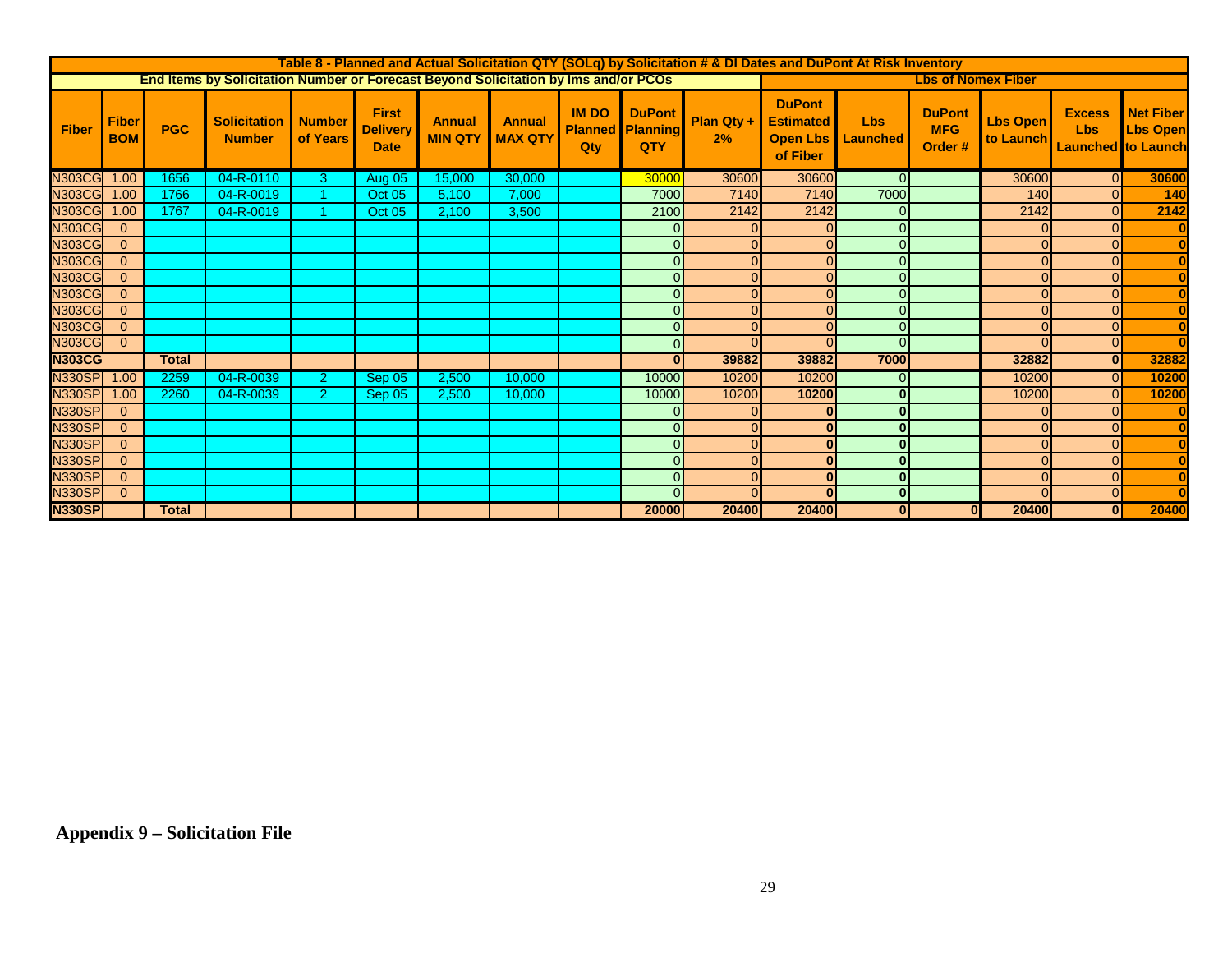| Table 8 - Planned and Actual Solicitation QTY (SOLq) by Solicitation # & DI Dates and DuPont At Risk Inventory | | | | | | | | | | | | | | | | | |
|---|---|---|---|---|---|---|---|---|---|---|---|---|---|---|---|---|---|
| End Items by Solicitation Number or Forecast Beyond Solicitation by Ims and/or PCOs | | | | | | | | | | | Lbs of Nomex Fiber | | | | | | |
| Fiber | Fiber BOM | PGC | Solicitation Number | Number of Years | First Delivery Date | Annual MIN QTY | Annual MAX QTY | IM DO Planned Qty | DuPont Planning QTY | Plan Qty + 2% | DuPont Estimated Open Lbs of Fiber | Lbs Launched | DuPont MFG Order # | Lbs Open to Launch | Excess Lbs Launched | Net Fiber Lbs Open to Launch |
| N303CG | 1.00 | 1656 | 04-R-0110 | 3 | Aug 05 | 15,000 | 30,000 | | 30000 | 30600 | 30600 | 0 | | 30600 | 0 | 30600 |
| N303CG | 1.00 | 1766 | 04-R-0019 | 1 | Oct 05 | 5,100 | 7,000 | | 7000 | 7140 | 7140 | 7000 | | 140 | 0 | 140 |
| N303CG | 1.00 | 1767 | 04-R-0019 | 1 | Oct 05 | 2,100 | 3,500 | | 2100 | 2142 | 2142 | 0 | | 2142 | 0 | 2142 |
| N303CG | 0 | | | | | | | | 0 | 0 | 0 | 0 | | 0 | 0 | 0 |
| N303CG | 0 | | | | | | | | 0 | 0 | 0 | 0 | | 0 | 0 | 0 |
| N303CG | 0 | | | | | | | | 0 | 0 | 0 | 0 | | 0 | 0 | 0 |
| N303CG | 0 | | | | | | | | 0 | 0 | 0 | 0 | | 0 | 0 | 0 |
| N303CG | 0 | | | | | | | | 0 | 0 | 0 | 0 | | 0 | 0 | 0 |
| N303CG | 0 | | | | | | | | 0 | 0 | 0 | 0 | | 0 | 0 | 0 |
| N303CG | 0 | | | | | | | | 0 | 0 | 0 | 0 | | 0 | 0 | 0 |
| N303CG | 0 | | | | | | | | 0 | 0 | 0 | 0 | | 0 | 0 | 0 |
| **N303CG** | | **Total** | | | | | | | **0** | **39882** | **39882** | **7000** | | **32882** | **0** | **32882** |
| N330SP | 1.00 | 2259 | 04-R-0039 | 2 | Sep 05 | 2,500 | 10,000 | | 10000 | 10200 | 10200 | 0 | | 10200 | 0 | 10200 |
| N330SP | 1.00 | 2260 | 04-R-0039 | 2 | Sep 05 | 2,500 | 10,000 | | 10000 | 10200 | 10200 | 0 | | 10200 | 0 | 10200 |
| N330SP | 0 | | | | | | | | 0 | 0 | 0 | 0 | | 0 | 0 | 0 |
| N330SP | 0 | | | | | | | | 0 | 0 | 0 | 0 | | 0 | 0 | 0 |
| N330SP | 0 | | | | | | | | 0 | 0 | 0 | 0 | | 0 | 0 | 0 |
| N330SP | 0 | | | | | | | | 0 | 0 | 0 | 0 | | 0 | 0 | 0 |
| N330SP | 0 | | | | | | | | 0 | 0 | 0 | 0 | | 0 | 0 | 0 |
| N330SP | 0 | | | | | | | | 0 | 0 | 0 | 0 | | 0 | 0 | 0 |
| **N330SP** | | **Total** | | | | | | | **20000** | **20400** | **20400** | **0** | **0** | **20400** | **0** | **20400** |

**Appendix 9 – Solicitation File**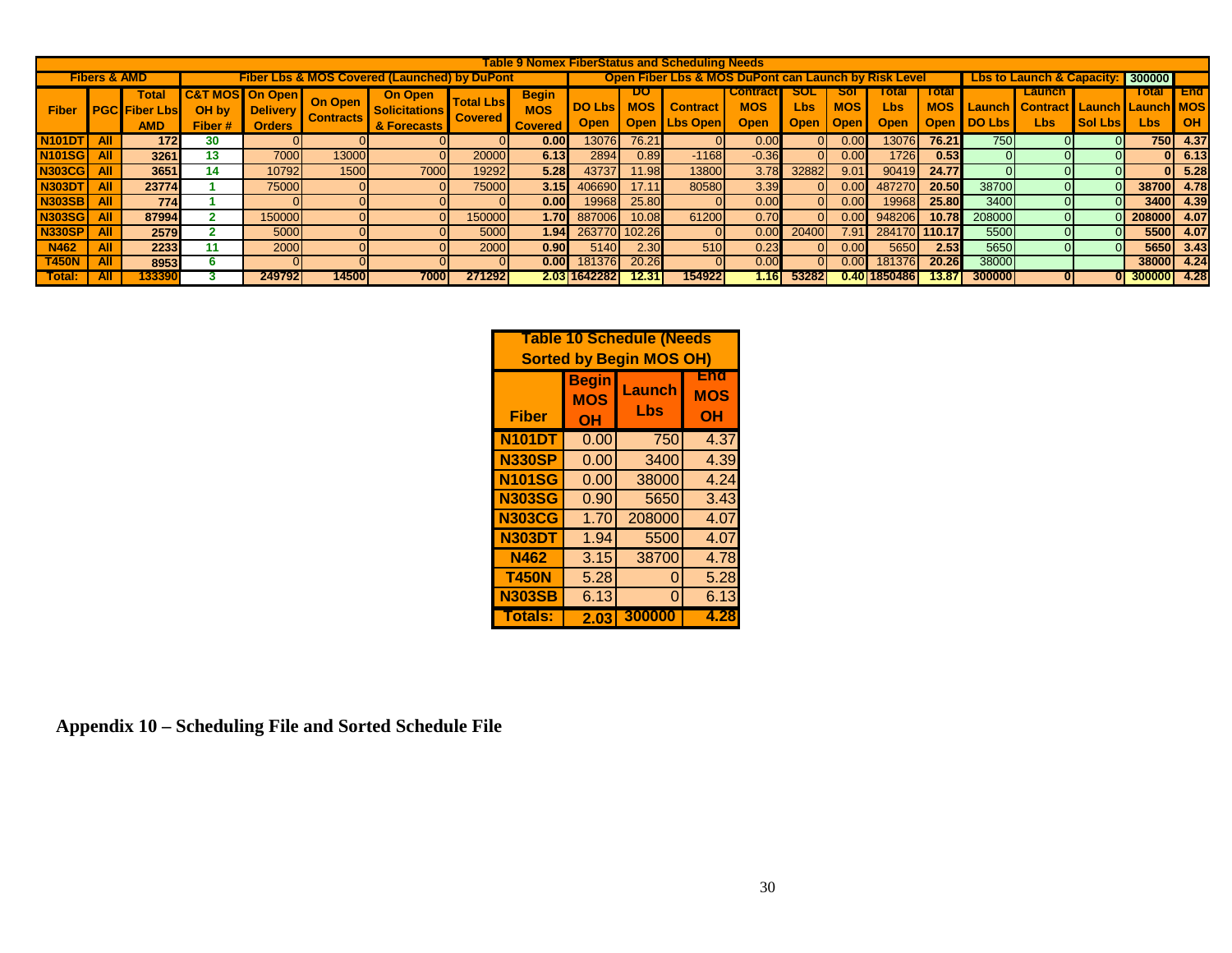| Table 9 Nomex FiberStatus and Scheduling Needs | | | | | | | | | | | | | | | | | | | | | | | |
|---|---|---|---|---|---|---|---|---|---|---|---|---|---|---|---|---|---|---|---|---|---|---|---|
| Fibers & AMD | | | Fiber Lbs & MOS Covered (Launched) by DuPont | | | | | | Open Fiber Lbs & MOS DuPont can Launch by Risk Level | | | | | | | | | Lbs to Launch & Capacity: | | | 300000 | | |
| Fiber | PGC | Total Fiber Lbs AMD | C&T MOS OH by Fiber # | On Open Delivery Orders | On Open Contracts | On Open Solicitations & Forecasts | Total Lbs Covered | Begin MOS Covered | DO Lbs Open | DO MOS Open | Contract Lbs Open | Contract MOS Open | SOL Lbs Open | Sol MOS Open | Total Lbs Open | Total MOS Open | Launch DO Lbs | Launch Contract Lbs | Launch Sol Lbs | Total Launch Lbs | End MOS OH | | |
| N101DT | All | 172 | 30 | 0 | 0 | 0 | 0 | 0.00 | 13076 | 76.21 | 0 | 0.00 | 0 | 0.00 | 13076 | 76.21 | 750 | 0 | 0 | 750 | 4.37 | | |
| N101SG | All | 3261 | 13 | 7000 | 13000 | 0 | 20000 | 6.13 | 2894 | 0.89 | -1168 | -0.36 | 0 | 0.00 | 1726 | 0.53 | 0 | 0 | 0 | 0 | 6.13 | | |
| N303CG | All | 3651 | 14 | 10792 | 1500 | 7000 | 19292 | 5.28 | 43737 | 11.98 | 13800 | 3.78 | 32882 | 9.01 | 90419 | 24.77 | 0 | 0 | 0 | 0 | 5.28 | | |
| N303DT | All | 23774 | 1 | 75000 | 0 | 0 | 75000 | 3.15 | 406690 | 17.11 | 80580 | 3.39 | 0 | 0.00 | 487270 | 20.50 | 38700 | 0 | 0 | 38700 | 4.78 | | |
| N303SB | All | 774 | 1 | 0 | 0 | 0 | 0 | 0.00 | 19968 | 25.80 | 0 | 0.00 | 0 | 0.00 | 19968 | 25.80 | 3400 | 0 | 0 | 3400 | 4.39 | | |
| N303SG | All | 87994 | 2 | 150000 | 0 | 0 | 150000 | 1.70 | 887006 | 10.08 | 61200 | 0.70 | 0 | 0.00 | 948206 | 10.78 | 208000 | 0 | 0 | 208000 | 4.07 | | |
| N330SP | All | 2579 | 2 | 5000 | 0 | 0 | 5000 | 1.94 | 263770 | 102.26 | 0 | 0.00 | 20400 | 7.91 | 284170 | 110.17 | 5500 | 0 | 0 | 5500 | 4.07 | | |
| N462 | All | 2233 | 11 | 2000 | 0 | 0 | 2000 | 0.90 | 5140 | 2.30 | 510 | 0.23 | 0 | 0.00 | 5650 | 2.53 | 5650 | 0 | 0 | 5650 | 3.43 | | |
| T450N | All | 8953 | 6 | 0 | 0 | 0 | 0 | 0.00 | 181376 | 20.26 | 0 | 0.00 | 0 | 0.00 | 181376 | 20.26 | 38000 | | | 38000 | 4.24 | | |
| Total: | All | 133390 | 3 | 249792 | 14500 | 7000 | 271292 | 2.03 | 1642282 | 12.31 | 154922 | 1.16 | 53282 | 0.40 | 1850486 | 13.87 | 300000 | 0 | 0 | 300000 | 4.28 | | |

| Table 10 Schedule (Needs Sorted by Begin MOS OH) | | | |
|---|---|---|---|
| Fiber | Begin MOS OH | Launch Lbs | End MOS OH |
| N101DT | 0.00 | 750 | 4.37 |
| N330SP | 0.00 | 3400 | 4.39 |
| N101SG | 0.00 | 38000 | 4.24 |
| N303SG | 0.90 | 5650 | 3.43 |
| N303CG | 1.70 | 208000 | 4.07 |
| N303DT | 1.94 | 5500 | 4.07 |
| N462 | 3.15 | 38700 | 4.78 |
| T450N | 5.28 | 0 | 5.28 |
| N303SB | 6.13 | 0 | 6.13 |
| Totals: | 2.03 | 300000 | 4.28 |

**Appendix 10 – Scheduling File and Sorted Schedule File**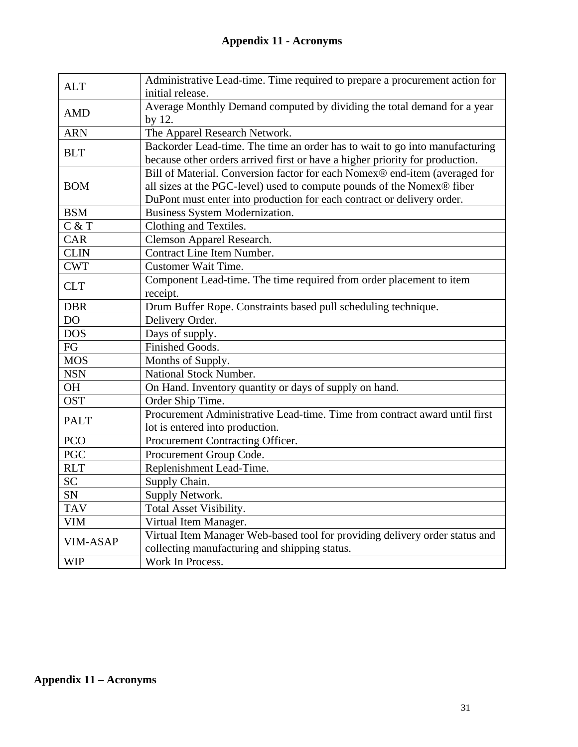# Appendix 11 - Acronyms

| | |
|---|---|
| ALT | Administrative Lead-time. Time required to prepare a procurement action for initial release. |
| AMD | Average Monthly Demand computed by dividing the total demand for a year by 12. |
| ARN | The Apparel Research Network. |
| BLT | Backorder Lead-time. The time an order has to wait to go into manufacturing because other orders arrived first or have a higher priority for production. |
| BOM | Bill of Material. Conversion factor for each Nomex® end-item (averaged for all sizes at the PGC-level) used to compute pounds of the Nomex® fiber DuPont must enter into production for each contract or delivery order. |
| BSM | Business System Modernization. |
| C & T | Clothing and Textiles. |
| CAR | Clemson Apparel Research. |
| CLIN | Contract Line Item Number. |
| CWT | Customer Wait Time. |
| CLT | Component Lead-time. The time required from order placement to item receipt. |
| DBR | Drum Buffer Rope. Constraints based pull scheduling technique. |
| DO | Delivery Order. |
| DOS | Days of supply. |
| FG | Finished Goods. |
| MOS | Months of Supply. |
| NSN | National Stock Number. |
| OH | On Hand. Inventory quantity or days of supply on hand. |
| OST | Order Ship Time. |
| PALT | Procurement Administrative Lead-time. Time from contract award until first lot is entered into production. |
| PCO | Procurement Contracting Officer. |
| PGC | Procurement Group Code. |
| RLT | Replenishment Lead-Time. |
| SC | Supply Chain. |
| SN | Supply Network. |
| TAV | Total Asset Visibility. |
| VIM | Virtual Item Manager. |
| VIM-ASAP | Virtual Item Manager Web-based tool for providing delivery order status and collecting manufacturing and shipping status. |
| WIP | Work In Process. |

**Appendix 11 – Acronyms**